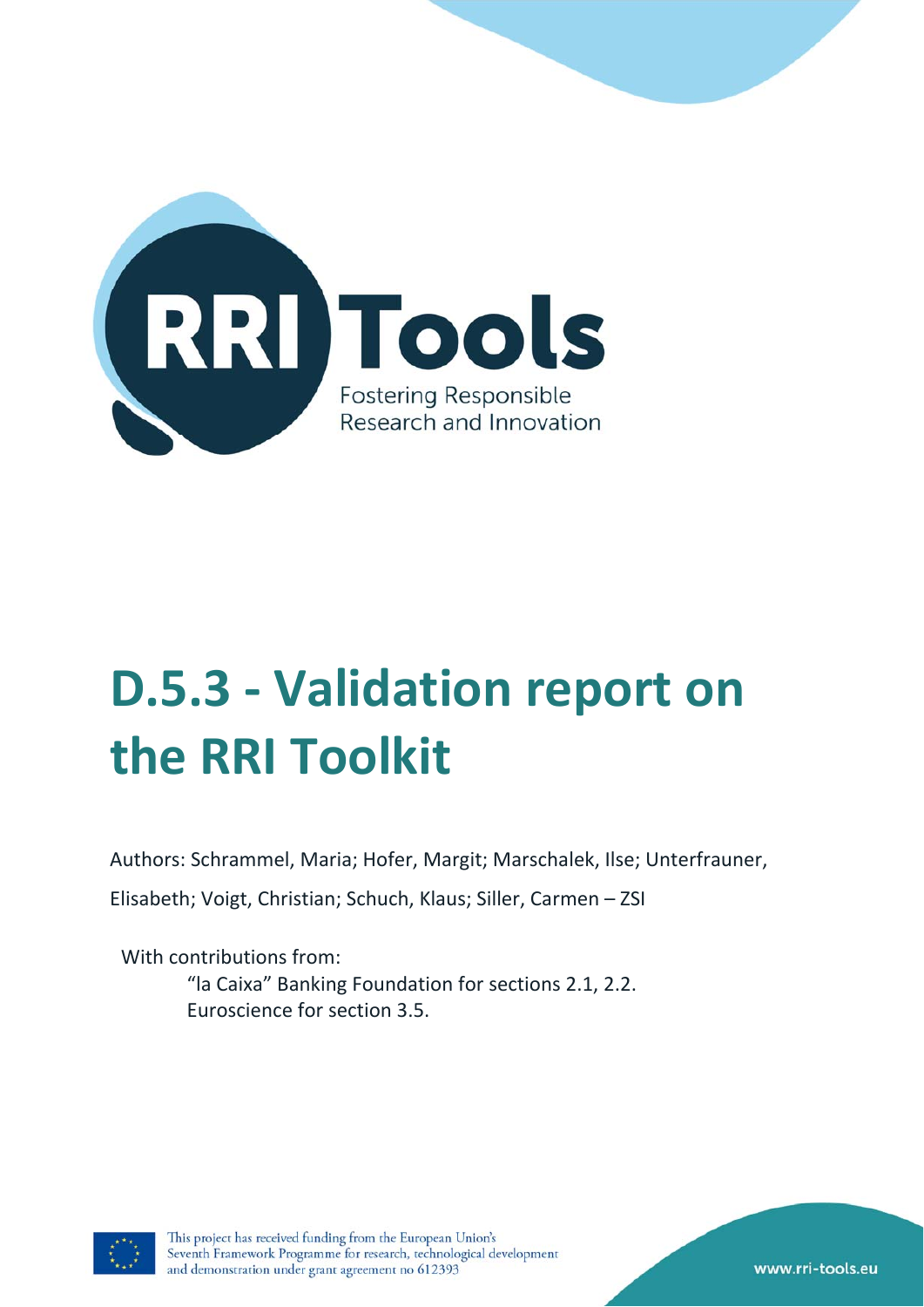RRI Tools

Fostering Responsible Research and Innovation

# D.5.3 - Validation report on the RRI Toolkit

Authors: Schrammel, Maria; Hofer, Margit; Marschalek, Ilse; Unterfrauner, Elisabeth; Voigt, Christian; Schuch, Klaus; Siller, Carmen – ZSI

With contributions from:

"la Caixa" Banking Foundation for sections 2.1, 2.2.

Euroscience for section 3.5.

This project has received funding from the European Union's Seventh Framework Programme for research, technological development and demonstration under grant agreement no 612393

www.rri-tools.eu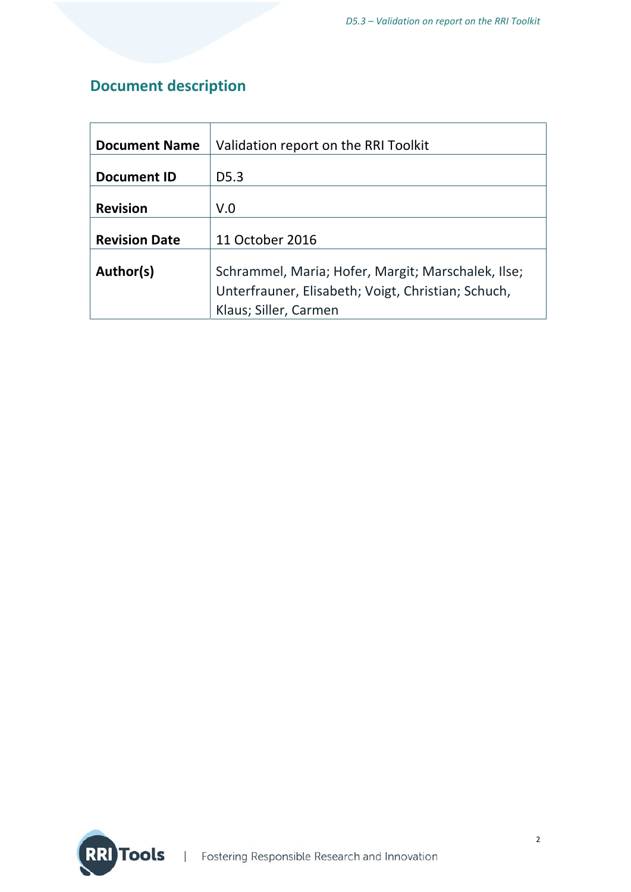## Document description

| | |
|---|---|
| **Document Name** | Validation report on the RRI Toolkit |
| **Document ID** | D5.3 |
| **Revision** | V.0 |
| **Revision Date** | 11 October 2016 |
| **Author(s)** | Schrammel, Maria; Hofer, Margit; Marschalek, Ilse; Unterfrauner, Elisabeth; Voigt, Christian; Schuch, Klaus; Siller, Carmen |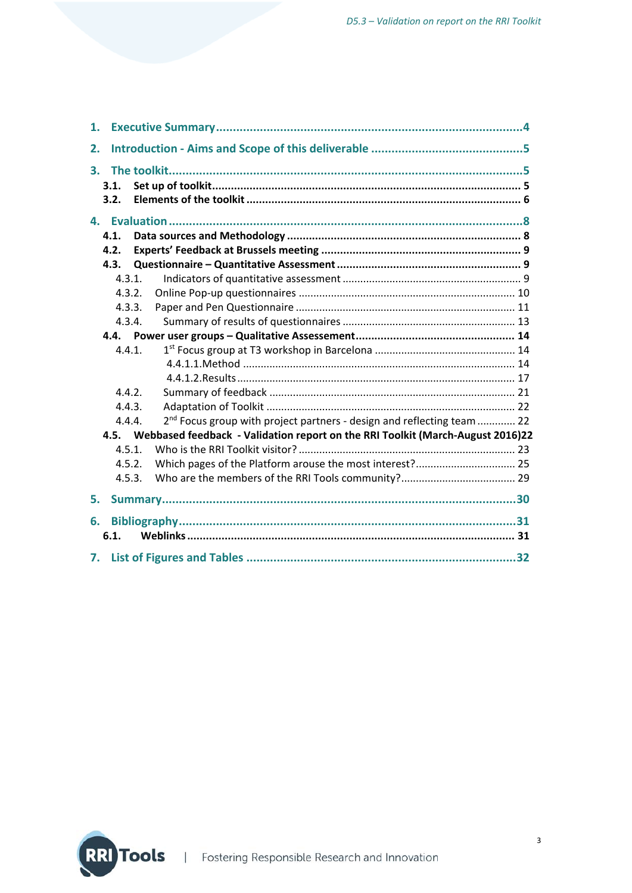1. **Executive Summary** ... 4
2. **Introduction - Aims and Scope of this deliverable** ... 5
3. **The toolkit** ... 5
   - 3.1. **Set up of toolkit** ... 5
   - 3.2. **Elements of the toolkit** ... 6
4. **Evaluation** ... 8
   - 4.1. **Data sources and Methodology** ... 8
   - 4.2. **Experts' Feedback at Brussels meeting** ... 9
   - 4.3. **Questionnaire – Quantitative Assessment** ... 9
     - 4.3.1. Indicators of quantitative assessment ... 9
     - 4.3.2. Online Pop-up questionnaires ... 10
     - 4.3.3. Paper and Pen Questionnaire ... 11
     - 4.3.4. Summary of results of questionnaires ... 13
   - 4.4. **Power user groups – Qualitative Assessement** ... 14
     - 4.4.1. 1st Focus group at T3 workshop in Barcelona ... 14
       - 4.4.1.1. Method ... 14
       - 4.4.1.2. Results ... 17
     - 4.4.2. Summary of feedback ... 21
     - 4.4.3. Adaptation of Toolkit ... 22
     - 4.4.4. 2nd Focus group with project partners - design and reflecting team ... 22
   - 4.5. **Webbased feedback - Validation report on the RRI Toolkit (March-August 2016)** 22
     - 4.5.1. Who is the RRI Toolkit visitor? ... 23
     - 4.5.2. Which pages of the Platform arouse the most interest? ... 25
     - 4.5.3. Who are the members of the RRI Tools community? ... 29
5. **Summary** ... 30
6. **Bibliography** ... 31
   - 6.1. **Weblinks** ... 31
7. **List of Figures and Tables** ... 32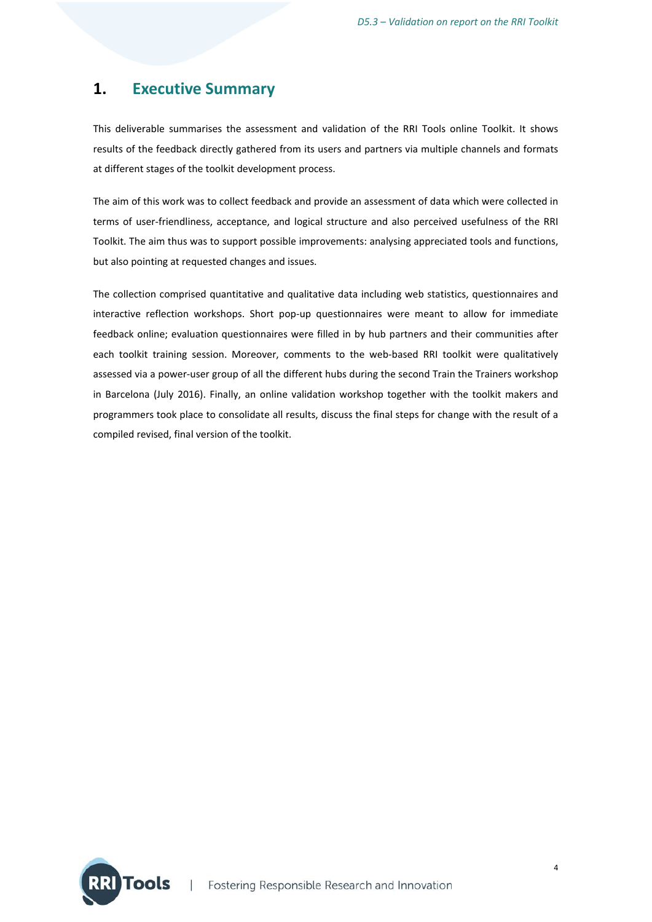# 1. Executive Summary

This deliverable summarises the assessment and validation of the RRI Tools online Toolkit. It shows results of the feedback directly gathered from its users and partners via multiple channels and formats at different stages of the toolkit development process.

The aim of this work was to collect feedback and provide an assessment of data which were collected in terms of user-friendliness, acceptance, and logical structure and also perceived usefulness of the RRI Toolkit. The aim thus was to support possible improvements: analysing appreciated tools and functions, but also pointing at requested changes and issues.

The collection comprised quantitative and qualitative data including web statistics, questionnaires and interactive reflection workshops. Short pop-up questionnaires were meant to allow for immediate feedback online; evaluation questionnaires were filled in by hub partners and their communities after each toolkit training session. Moreover, comments to the web-based RRI toolkit were qualitatively assessed via a power-user group of all the different hubs during the second Train the Trainers workshop in Barcelona (July 2016). Finally, an online validation workshop together with the toolkit makers and programmers took place to consolidate all results, discuss the final steps for change with the result of a compiled revised, final version of the toolkit.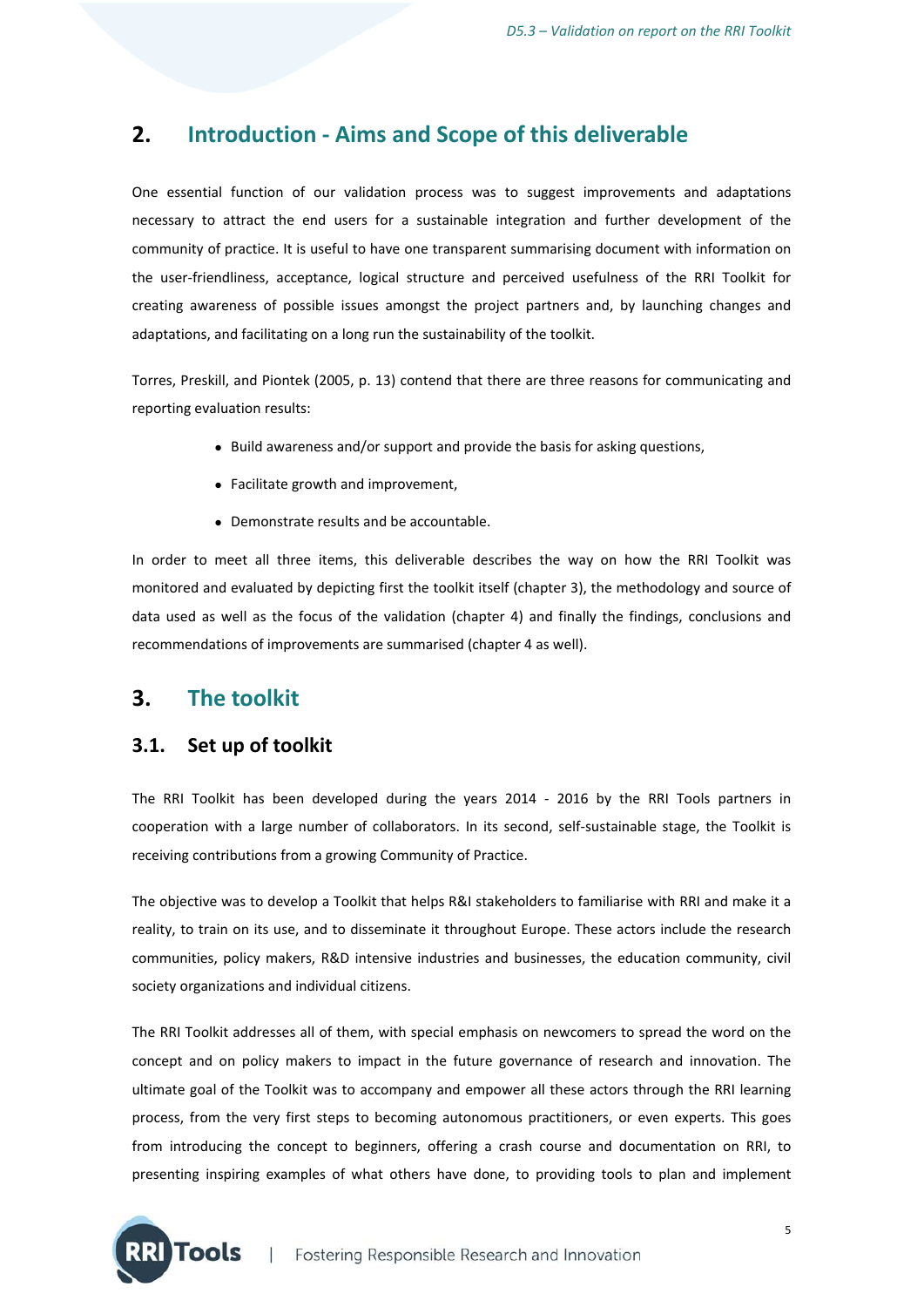## 2. Introduction - Aims and Scope of this deliverable

One essential function of our validation process was to suggest improvements and adaptations necessary to attract the end users for a sustainable integration and further development of the community of practice. It is useful to have one transparent summarising document with information on the user-friendliness, acceptance, logical structure and perceived usefulness of the RRI Toolkit for creating awareness of possible issues amongst the project partners and, by launching changes and adaptations, and facilitating on a long run the sustainability of the toolkit.

Torres, Preskill, and Piontek (2005, p. 13) contend that there are three reasons for communicating and reporting evaluation results:

- Build awareness and/or support and provide the basis for asking questions,
- Facilitate growth and improvement,
- Demonstrate results and be accountable.

In order to meet all three items, this deliverable describes the way on how the RRI Toolkit was monitored and evaluated by depicting first the toolkit itself (chapter 3), the methodology and source of data used as well as the focus of the validation (chapter 4) and finally the findings, conclusions and recommendations of improvements are summarised (chapter 4 as well).

## 3. The toolkit

### 3.1. Set up of toolkit

The RRI Toolkit has been developed during the years 2014 - 2016 by the RRI Tools partners in cooperation with a large number of collaborators. In its second, self-sustainable stage, the Toolkit is receiving contributions from a growing Community of Practice.

The objective was to develop a Toolkit that helps R&I stakeholders to familiarise with RRI and make it a reality, to train on its use, and to disseminate it throughout Europe. These actors include the research communities, policy makers, R&D intensive industries and businesses, the education community, civil society organizations and individual citizens.

The RRI Toolkit addresses all of them, with special emphasis on newcomers to spread the word on the concept and on policy makers to impact in the future governance of research and innovation. The ultimate goal of the Toolkit was to accompany and empower all these actors through the RRI learning process, from the very first steps to becoming autonomous practitioners, or even experts. This goes from introducing the concept to beginners, offering a crash course and documentation on RRI, to presenting inspiring examples of what others have done, to providing tools to plan and implement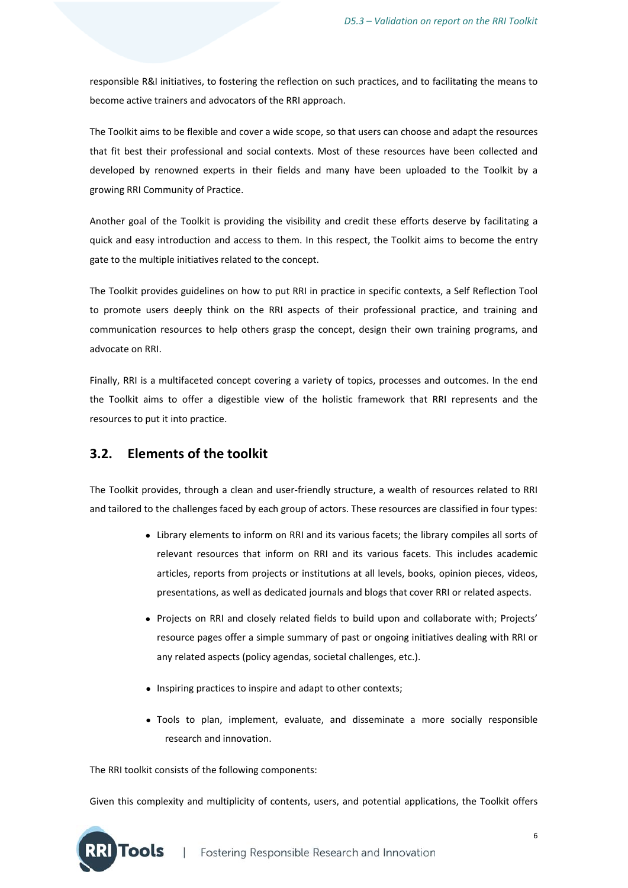responsible R&I initiatives, to fostering the reflection on such practices, and to facilitating the means to become active trainers and advocators of the RRI approach.

The Toolkit aims to be flexible and cover a wide scope, so that users can choose and adapt the resources that fit best their professional and social contexts. Most of these resources have been collected and developed by renowned experts in their fields and many have been uploaded to the Toolkit by a growing RRI Community of Practice.

Another goal of the Toolkit is providing the visibility and credit these efforts deserve by facilitating a quick and easy introduction and access to them. In this respect, the Toolkit aims to become the entry gate to the multiple initiatives related to the concept.

The Toolkit provides guidelines on how to put RRI in practice in specific contexts, a Self Reflection Tool to promote users deeply think on the RRI aspects of their professional practice, and training and communication resources to help others grasp the concept, design their own training programs, and advocate on RRI.

Finally, RRI is a multifaceted concept covering a variety of topics, processes and outcomes. In the end the Toolkit aims to offer a digestible view of the holistic framework that RRI represents and the resources to put it into practice.

## 3.2. Elements of the toolkit

The Toolkit provides, through a clean and user-friendly structure, a wealth of resources related to RRI and tailored to the challenges faced by each group of actors. These resources are classified in four types:

- Library elements to inform on RRI and its various facets; the library compiles all sorts of relevant resources that inform on RRI and its various facets. This includes academic articles, reports from projects or institutions at all levels, books, opinion pieces, videos, presentations, as well as dedicated journals and blogs that cover RRI or related aspects.
- Projects on RRI and closely related fields to build upon and collaborate with; Projects' resource pages offer a simple summary of past or ongoing initiatives dealing with RRI or any related aspects (policy agendas, societal challenges, etc.).
- Inspiring practices to inspire and adapt to other contexts;
- Tools to plan, implement, evaluate, and disseminate a more socially responsible research and innovation.

The RRI toolkit consists of the following components:

Given this complexity and multiplicity of contents, users, and potential applications, the Toolkit offers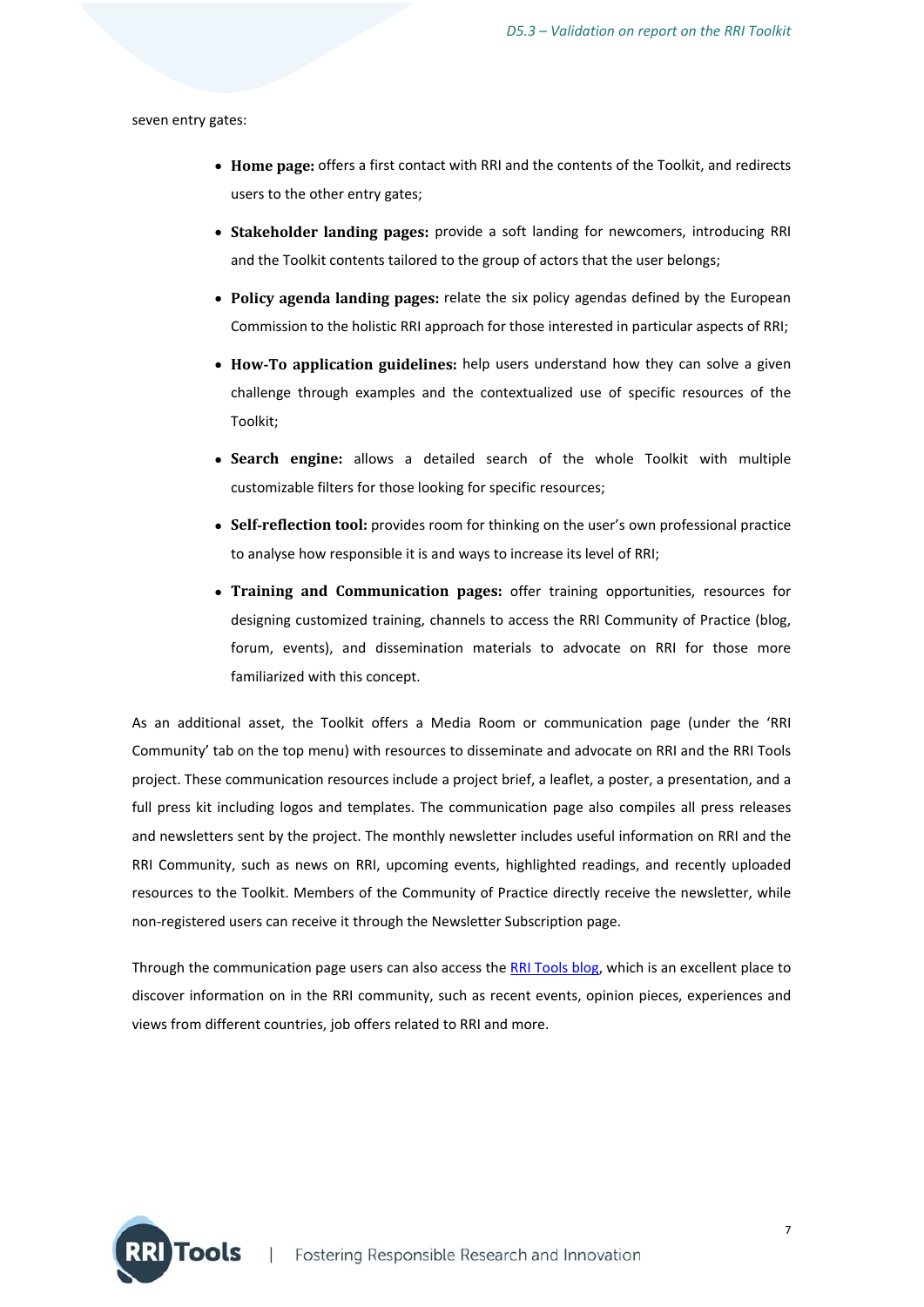seven entry gates:

- **Home page:** offers a first contact with RRI and the contents of the Toolkit, and redirects users to the other entry gates;
- **Stakeholder landing pages:** provide a soft landing for newcomers, introducing RRI and the Toolkit contents tailored to the group of actors that the user belongs;
- **Policy agenda landing pages:** relate the six policy agendas defined by the European Commission to the holistic RRI approach for those interested in particular aspects of RRI;
- **How-To application guidelines:** help users understand how they can solve a given challenge through examples and the contextualized use of specific resources of the Toolkit;
- **Search engine:** allows a detailed search of the whole Toolkit with multiple customizable filters for those looking for specific resources;
- **Self-reflection tool:** provides room for thinking on the user's own professional practice to analyse how responsible it is and ways to increase its level of RRI;
- **Training and Communication pages:** offer training opportunities, resources for designing customized training, channels to access the RRI Community of Practice (blog, forum, events), and dissemination materials to advocate on RRI for those more familiarized with this concept.

As an additional asset, the Toolkit offers a Media Room or communication page (under the 'RRI Community' tab on the top menu) with resources to disseminate and advocate on RRI and the RRI Tools project. These communication resources include a project brief, a leaflet, a poster, a presentation, and a full press kit including logos and templates. The communication page also compiles all press releases and newsletters sent by the project. The monthly newsletter includes useful information on RRI and the RRI Community, such as news on RRI, upcoming events, highlighted readings, and recently uploaded resources to the Toolkit. Members of the Community of Practice directly receive the newsletter, while non-registered users can receive it through the Newsletter Subscription page.

Through the communication page users can also access the RRI Tools blog, which is an excellent place to discover information on in the RRI community, such as recent events, opinion pieces, experiences and views from different countries, job offers related to RRI and more.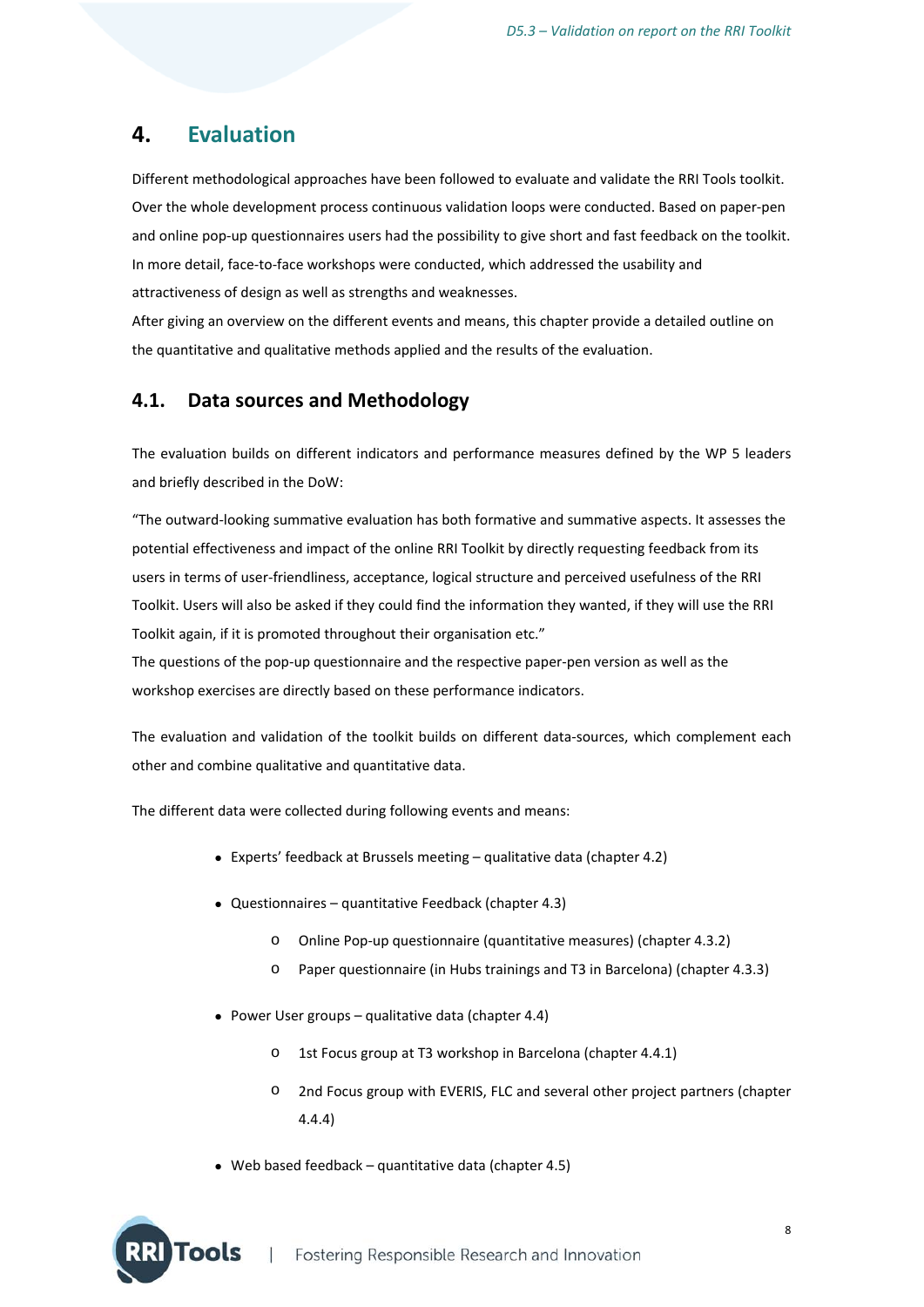# 4. Evaluation

Different methodological approaches have been followed to evaluate and validate the RRI Tools toolkit. Over the whole development process continuous validation loops were conducted. Based on paper-pen and online pop-up questionnaires users had the possibility to give short and fast feedback on the toolkit. In more detail, face-to-face workshops were conducted, which addressed the usability and attractiveness of design as well as strengths and weaknesses.

After giving an overview on the different events and means, this chapter provide a detailed outline on the quantitative and qualitative methods applied and the results of the evaluation.

## 4.1. Data sources and Methodology

The evaluation builds on different indicators and performance measures defined by the WP 5 leaders and briefly described in the DoW:

"The outward-looking summative evaluation has both formative and summative aspects. It assesses the potential effectiveness and impact of the online RRI Toolkit by directly requesting feedback from its users in terms of user-friendliness, acceptance, logical structure and perceived usefulness of the RRI Toolkit. Users will also be asked if they could find the information they wanted, if they will use the RRI Toolkit again, if it is promoted throughout their organisation etc."

The questions of the pop-up questionnaire and the respective paper-pen version as well as the workshop exercises are directly based on these performance indicators.

The evaluation and validation of the toolkit builds on different data-sources, which complement each other and combine qualitative and quantitative data.

The different data were collected during following events and means:

- Experts' feedback at Brussels meeting – qualitative data (chapter 4.2)
- Questionnaires – quantitative Feedback (chapter 4.3)
    - Online Pop-up questionnaire (quantitative measures) (chapter 4.3.2)
    - Paper questionnaire (in Hubs trainings and T3 in Barcelona) (chapter 4.3.3)
- Power User groups – qualitative data (chapter 4.4)
    - 1st Focus group at T3 workshop in Barcelona (chapter 4.4.1)
    - 2nd Focus group with EVERIS, FLC and several other project partners (chapter 4.4.4)
- Web based feedback – quantitative data (chapter 4.5)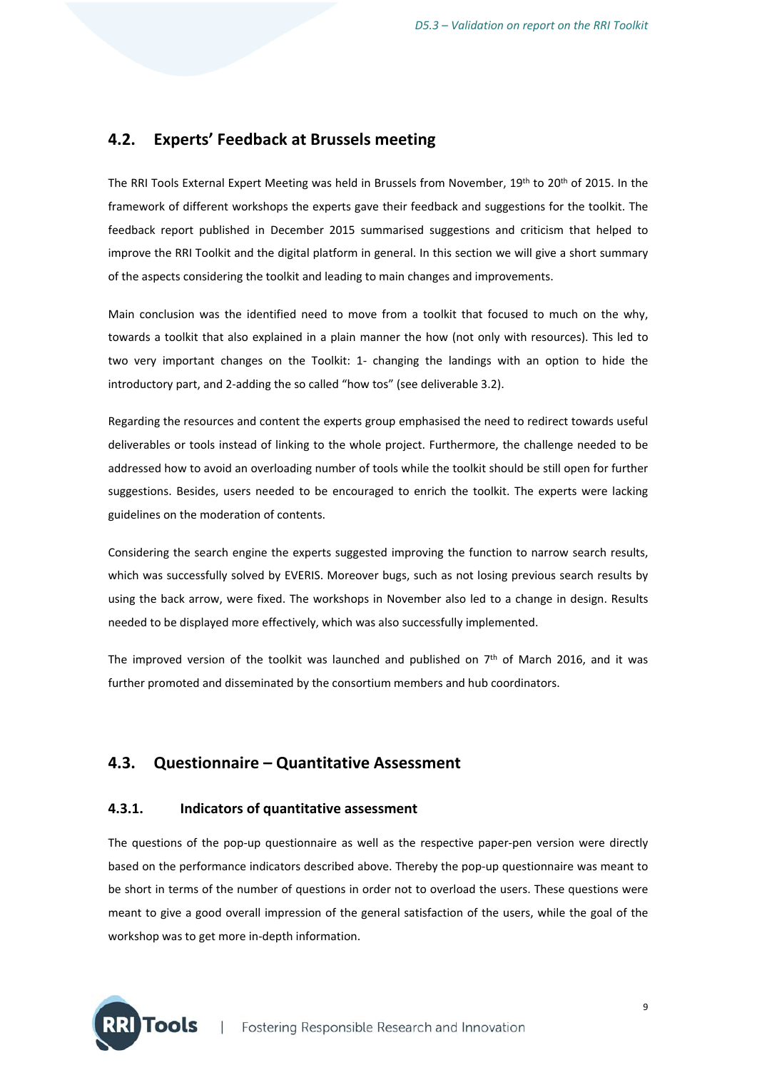## 4.2. Experts' Feedback at Brussels meeting

The RRI Tools External Expert Meeting was held in Brussels from November, 19th to 20th of 2015. In the framework of different workshops the experts gave their feedback and suggestions for the toolkit. The feedback report published in December 2015 summarised suggestions and criticism that helped to improve the RRI Toolkit and the digital platform in general. In this section we will give a short summary of the aspects considering the toolkit and leading to main changes and improvements.

Main conclusion was the identified need to move from a toolkit that focused to much on the why, towards a toolkit that also explained in a plain manner the how (not only with resources). This led to two very important changes on the Toolkit: 1- changing the landings with an option to hide the introductory part, and 2-adding the so called "how tos" (see deliverable 3.2).

Regarding the resources and content the experts group emphasised the need to redirect towards useful deliverables or tools instead of linking to the whole project. Furthermore, the challenge needed to be addressed how to avoid an overloading number of tools while the toolkit should be still open for further suggestions. Besides, users needed to be encouraged to enrich the toolkit. The experts were lacking guidelines on the moderation of contents.

Considering the search engine the experts suggested improving the function to narrow search results, which was successfully solved by EVERIS. Moreover bugs, such as not losing previous search results by using the back arrow, were fixed. The workshops in November also led to a change in design. Results needed to be displayed more effectively, which was also successfully implemented.

The improved version of the toolkit was launched and published on 7th of March 2016, and it was further promoted and disseminated by the consortium members and hub coordinators.

## 4.3. Questionnaire – Quantitative Assessment

### 4.3.1. Indicators of quantitative assessment

The questions of the pop-up questionnaire as well as the respective paper-pen version were directly based on the performance indicators described above. Thereby the pop-up questionnaire was meant to be short in terms of the number of questions in order not to overload the users. These questions were meant to give a good overall impression of the general satisfaction of the users, while the goal of the workshop was to get more in-depth information.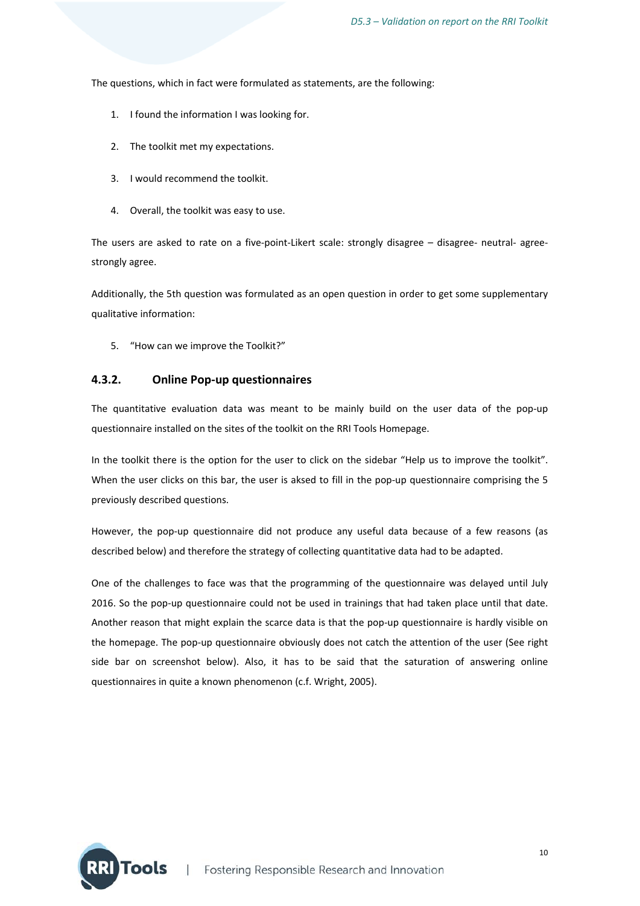The questions, which in fact were formulated as statements, are the following:

1. I found the information I was looking for.

2. The toolkit met my expectations.

3. I would recommend the toolkit.

4. Overall, the toolkit was easy to use.

The users are asked to rate on a five-point-Likert scale: strongly disagree – disagree- neutral- agree- strongly agree.

Additionally, the 5th question was formulated as an open question in order to get some supplementary qualitative information:

5. "How can we improve the Toolkit?"

### 4.3.2. Online Pop-up questionnaires

The quantitative evaluation data was meant to be mainly build on the user data of the pop-up questionnaire installed on the sites of the toolkit on the RRI Tools Homepage.

In the toolkit there is the option for the user to click on the sidebar "Help us to improve the toolkit". When the user clicks on this bar, the user is aksed to fill in the pop-up questionnaire comprising the 5 previously described questions.

However, the pop-up questionnaire did not produce any useful data because of a few reasons (as described below) and therefore the strategy of collecting quantitative data had to be adapted.

One of the challenges to face was that the programming of the questionnaire was delayed until July 2016. So the pop-up questionnaire could not be used in trainings that had taken place until that date. Another reason that might explain the scarce data is that the pop-up questionnaire is hardly visible on the homepage. The pop-up questionnaire obviously does not catch the attention of the user (See right side bar on screenshot below). Also, it has to be said that the saturation of answering online questionnaires in quite a known phenomenon (c.f. Wright, 2005).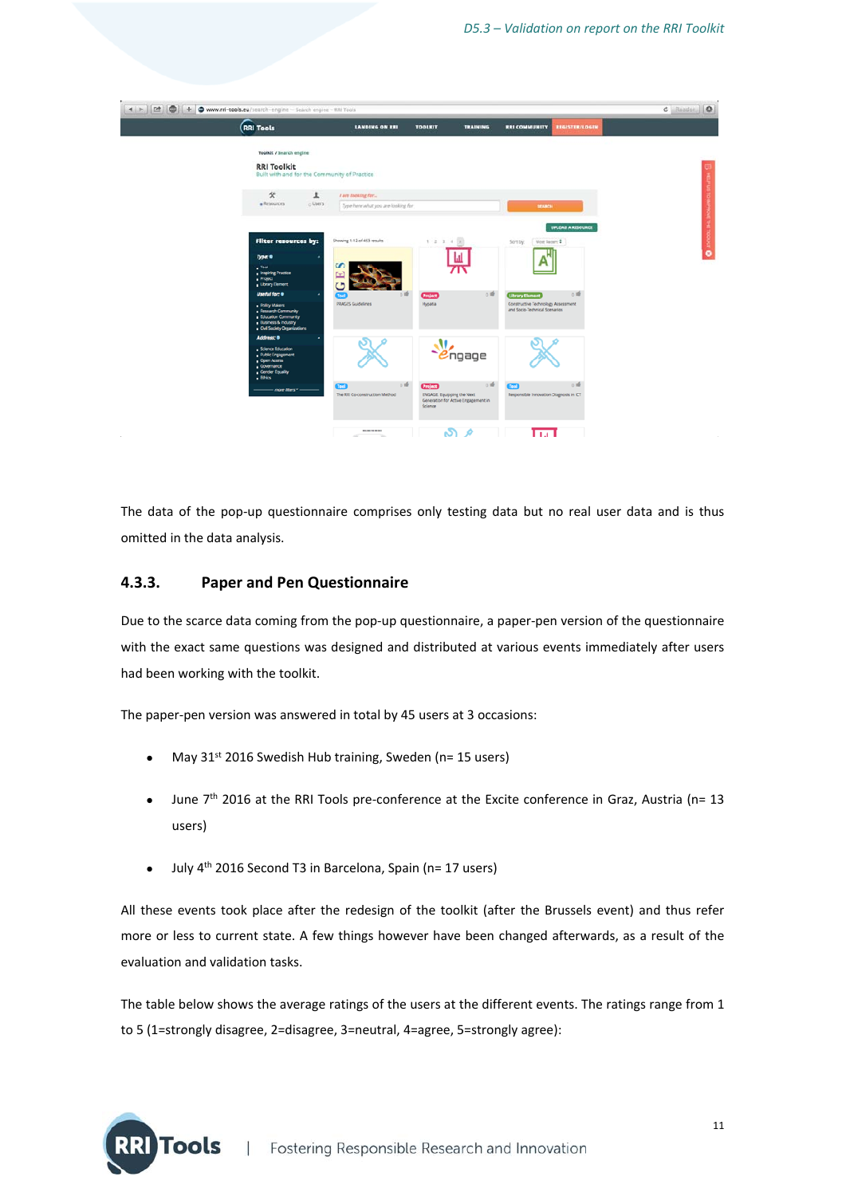The data of the pop-up questionnaire comprises only testing data but no real user data and is thus omitted in the data analysis.

### 4.3.3. Paper and Pen Questionnaire

Due to the scarce data coming from the pop-up questionnaire, a paper-pen version of the questionnaire with the exact same questions was designed and distributed at various events immediately after users had been working with the toolkit.

The paper-pen version was answered in total by 45 users at 3 occasions:

- May 31st 2016 Swedish Hub training, Sweden (n= 15 users)
- June 7th 2016 at the RRI Tools pre-conference at the Excite conference in Graz, Austria (n= 13 users)
- July 4th 2016 Second T3 in Barcelona, Spain (n= 17 users)

All these events took place after the redesign of the toolkit (after the Brussels event) and thus refer more or less to current state. A few things however have been changed afterwards, as a result of the evaluation and validation tasks.

The table below shows the average ratings of the users at the different events. The ratings range from 1 to 5 (1=strongly disagree, 2=disagree, 3=neutral, 4=agree, 5=strongly agree):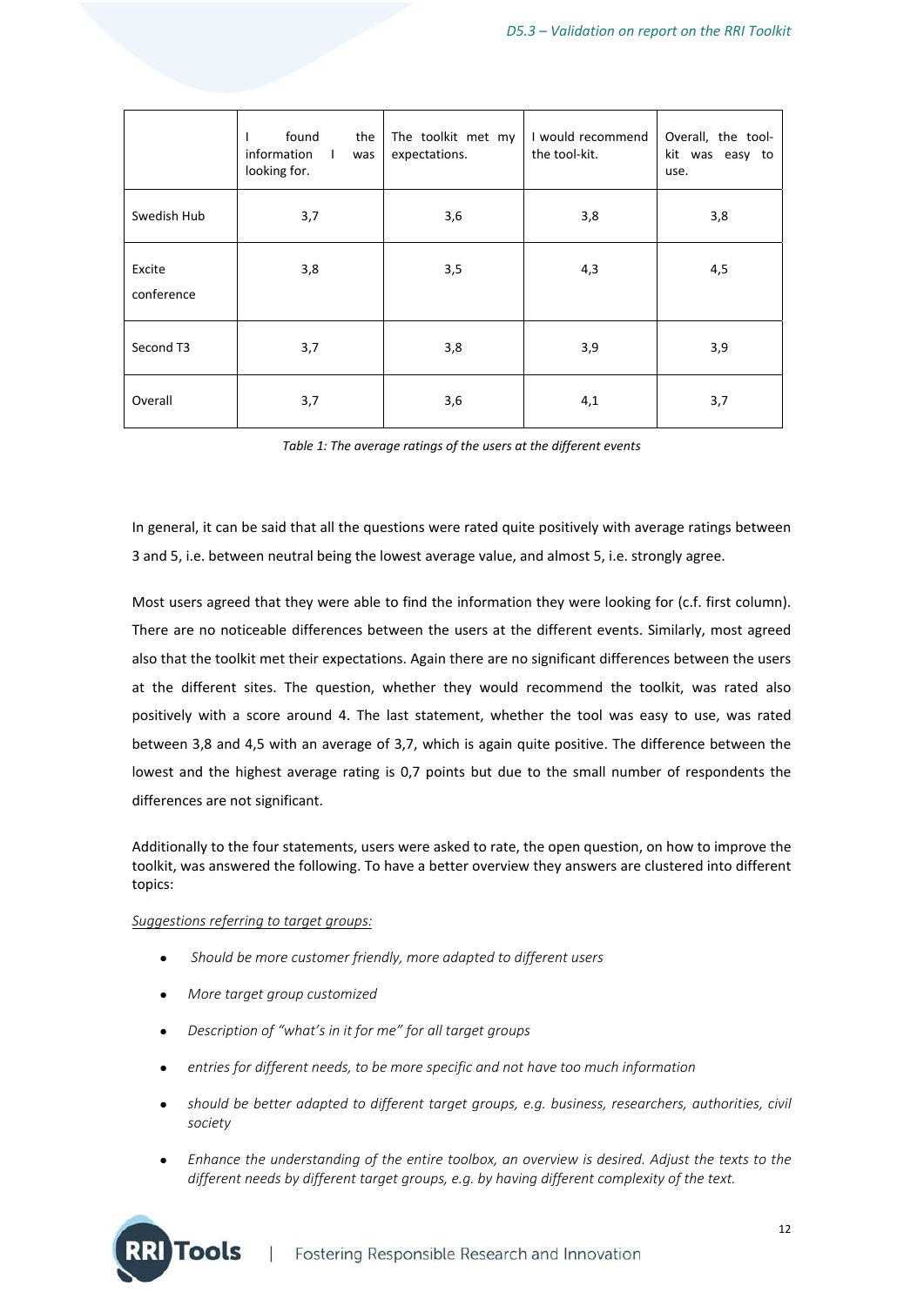|  | I found the information I was looking for. | The toolkit met my expectations. | I would recommend the tool-kit. | Overall, the tool-kit was easy to use. |
|---|---|---|---|---|
| Swedish Hub | 3,7 | 3,6 | 3,8 | 3,8 |
| Excite conference | 3,8 | 3,5 | 4,3 | 4,5 |
| Second T3 | 3,7 | 3,8 | 3,9 | 3,9 |
| Overall | 3,7 | 3,6 | 4,1 | 3,7 |

*Table 1: The average ratings of the users at the different events*

In general, it can be said that all the questions were rated quite positively with average ratings between 3 and 5, i.e. between neutral being the lowest average value, and almost 5, i.e. strongly agree.

Most users agreed that they were able to find the information they were looking for (c.f. first column). There are no noticeable differences between the users at the different events. Similarly, most agreed also that the toolkit met their expectations. Again there are no significant differences between the users at the different sites. The question, whether they would recommend the toolkit, was rated also positively with a score around 4. The last statement, whether the tool was easy to use, was rated between 3,8 and 4,5 with an average of 3,7, which is again quite positive. The difference between the lowest and the highest average rating is 0,7 points but due to the small number of respondents the differences are not significant.

Additionally to the four statements, users were asked to rate, the open question, on how to improve the toolkit, was answered the following. To have a better overview they answers are clustered into different topics:

<u>*Suggestions referring to target groups:*</u>

- *Should be more customer friendly, more adapted to different users*
- *More target group customized*
- *Description of "what's in it for me" for all target groups*
- *entries for different needs, to be more specific and not have too much information*
- *should be better adapted to different target groups, e.g. business, researchers, authorities, civil society*
- *Enhance the understanding of the entire toolbox, an overview is desired. Adjust the texts to the different needs by different target groups, e.g. by having different complexity of the text.*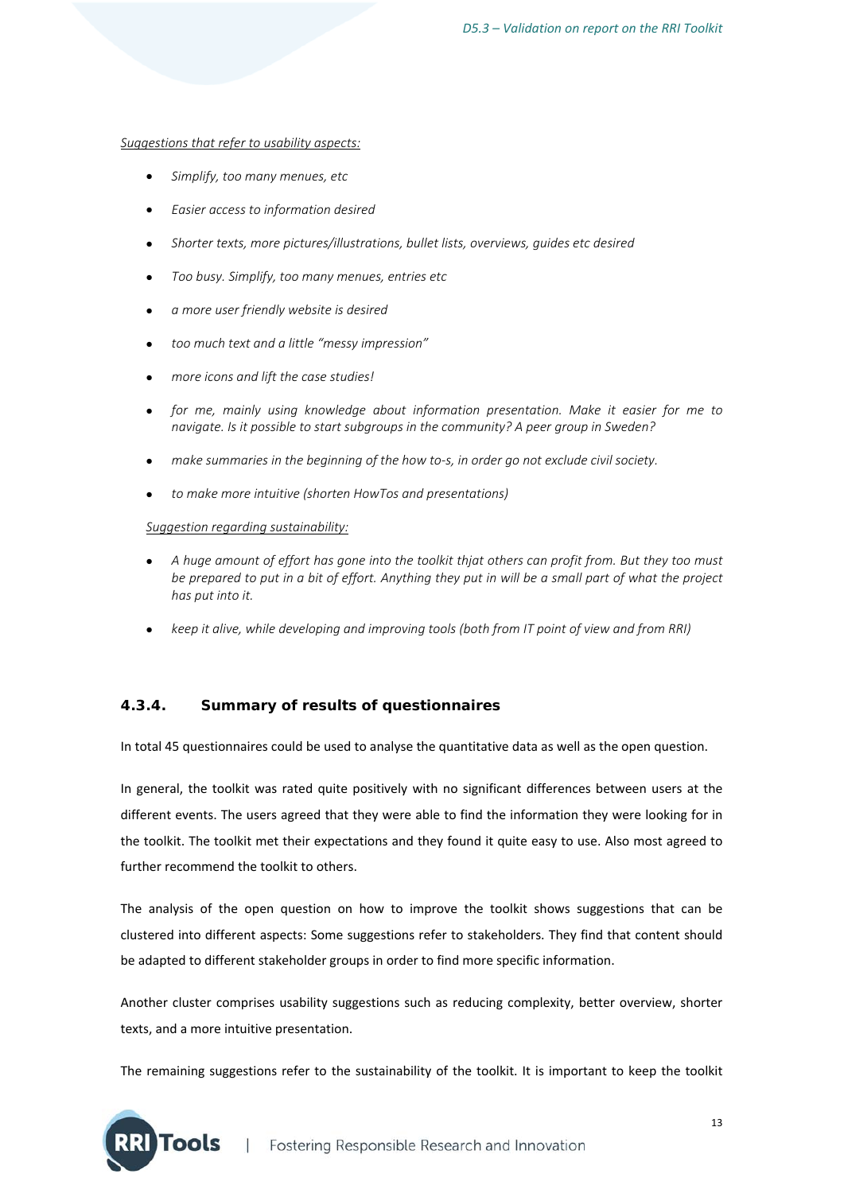*Suggestions that refer to usability aspects:*

- *Simplify, too many menues, etc*
- *Easier access to information desired*
- *Shorter texts, more pictures/illustrations, bullet lists, overviews, guides etc desired*
- *Too busy. Simplify, too many menues, entries etc*
- *a more user friendly website is desired*
- *too much text and a little "messy impression"*
- *more icons and lift the case studies!*
- *for me, mainly using knowledge about information presentation. Make it easier for me to navigate. Is it possible to start subgroups in the community? A peer group in Sweden?*
- *make summaries in the beginning of the how to-s, in order go not exclude civil society.*
- *to make more intuitive (shorten HowTos and presentations)*

*Suggestion regarding sustainability:*

- *A huge amount of effort has gone into the toolkit thjat others can profit from. But they too must be prepared to put in a bit of effort. Anything they put in will be a small part of what the project has put into it.*
- *keep it alive, while developing and improving tools (both from IT point of view and from RRI)*

### 4.3.4. Summary of results of questionnaires

In total 45 questionnaires could be used to analyse the quantitative data as well as the open question.

In general, the toolkit was rated quite positively with no significant differences between users at the different events. The users agreed that they were able to find the information they were looking for in the toolkit. The toolkit met their expectations and they found it quite easy to use. Also most agreed to further recommend the toolkit to others.

The analysis of the open question on how to improve the toolkit shows suggestions that can be clustered into different aspects: Some suggestions refer to stakeholders. They find that content should be adapted to different stakeholder groups in order to find more specific information.

Another cluster comprises usability suggestions such as reducing complexity, better overview, shorter texts, and a more intuitive presentation.

The remaining suggestions refer to the sustainability of the toolkit. It is important to keep the toolkit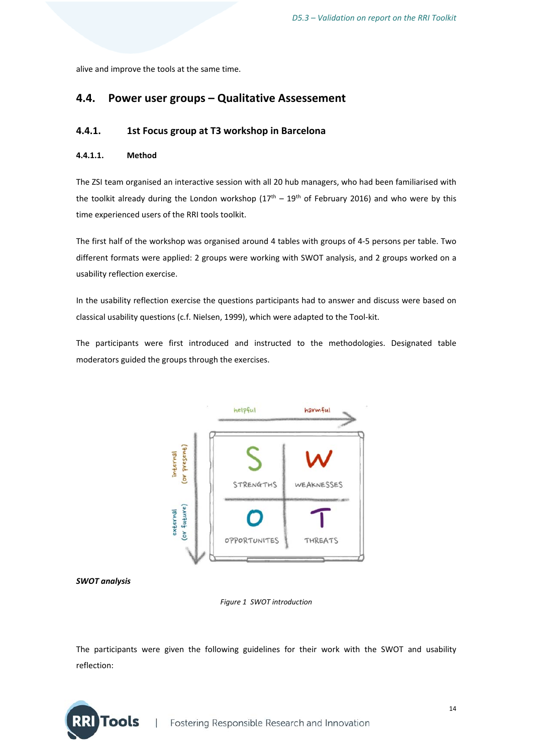alive and improve the tools at the same time.

## 4.4. Power user groups – Qualitative Assessement

### 4.4.1. 1st Focus group at T3 workshop in Barcelona

#### 4.4.1.1. Method

The ZSI team organised an interactive session with all 20 hub managers, who had been familiarised with the toolkit already during the London workshop (17th – 19th of February 2016) and who were by this time experienced users of the RRI tools toolkit.

The first half of the workshop was organised around 4 tables with groups of 4-5 persons per table. Two different formats were applied: 2 groups were working with SWOT analysis, and 2 groups worked on a usability reflection exercise.

In the usability reflection exercise the questions participants had to answer and discuss were based on classical usability questions (c.f. Nielsen, 1999), which were adapted to the Tool-kit.

The participants were first introduced and instructed to the methodologies. Designated table moderators guided the groups through the exercises.

***SWOT analysis***

*Figure 1 SWOT introduction*

The participants were given the following guidelines for their work with the SWOT and usability reflection: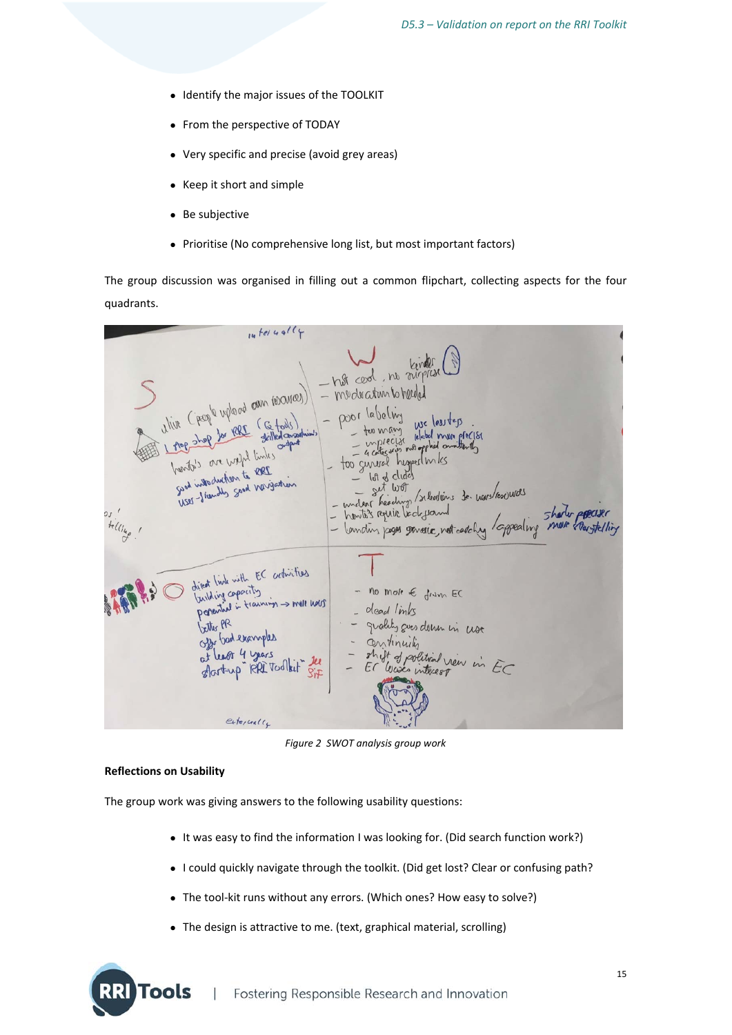- Identify the major issues of the TOOLKIT
- From the perspective of TODAY
- Very specific and precise (avoid grey areas)
- Keep it short and simple
- Be subjective
- Prioritise (No comprehensive long list, but most important factors)

The group discussion was organised in filling out a common flipchart, collecting aspects for the four quadrants.

*Figure 2 SWOT analysis group work*

**Reflections on Usability**

The group work was giving answers to the following usability questions:

- It was easy to find the information I was looking for. (Did search function work?)
- I could quickly navigate through the toolkit. (Did get lost? Clear or confusing path?
- The tool-kit runs without any errors. (Which ones? How easy to solve?)
- The design is attractive to me. (text, graphical material, scrolling)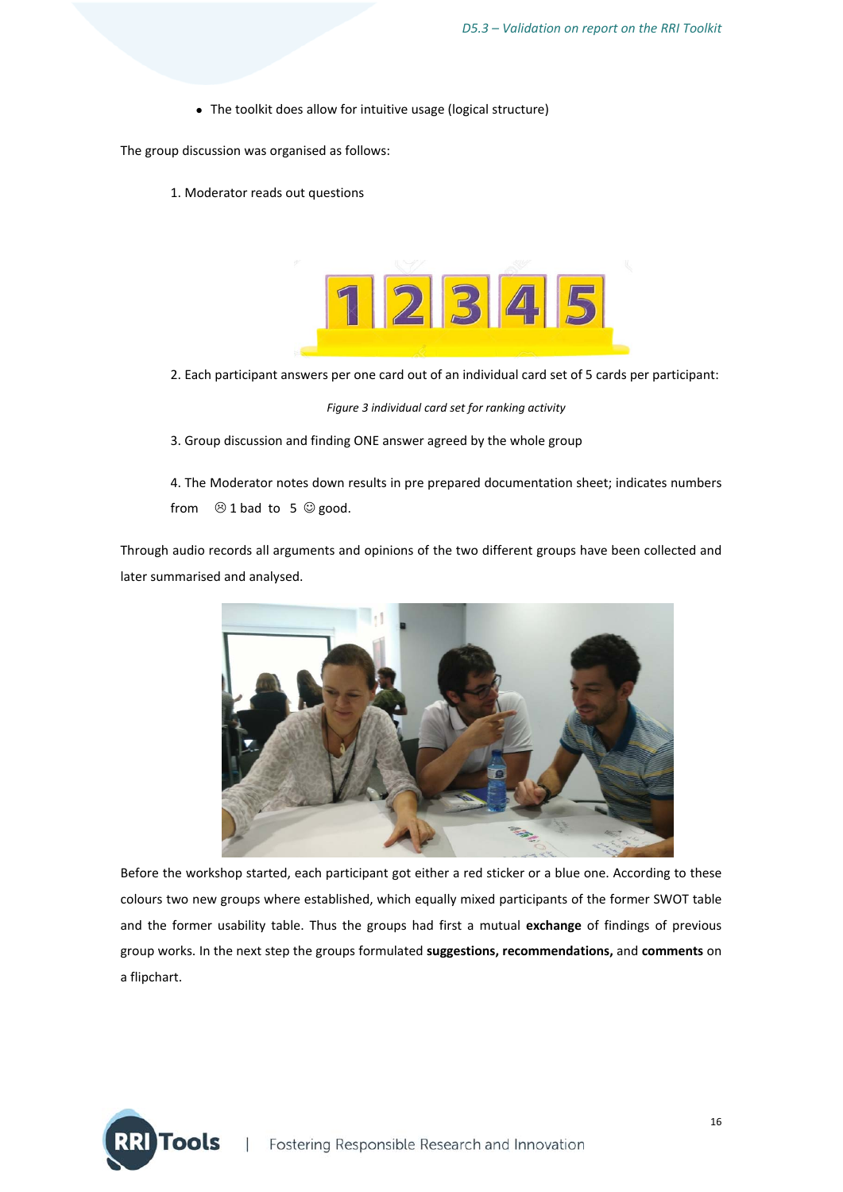- The toolkit does allow for intuitive usage (logical structure)

The group discussion was organised as follows:

1. Moderator reads out questions

2. Each participant answers per one card out of an individual card set of 5 cards per participant:

*Figure 3 individual card set for ranking activity*

3. Group discussion and finding ONE answer agreed by the whole group

4. The Moderator notes down results in pre prepared documentation sheet; indicates numbers from ☹ 1 bad to 5 ☺ good.

Through audio records all arguments and opinions of the two different groups have been collected and later summarised and analysed.

Before the workshop started, each participant got either a red sticker or a blue one. According to these colours two new groups where established, which equally mixed participants of the former SWOT table and the former usability table. Thus the groups had first a mutual **exchange** of findings of previous group works. In the next step the groups formulated **suggestions, recommendations,** and **comments** on a flipchart.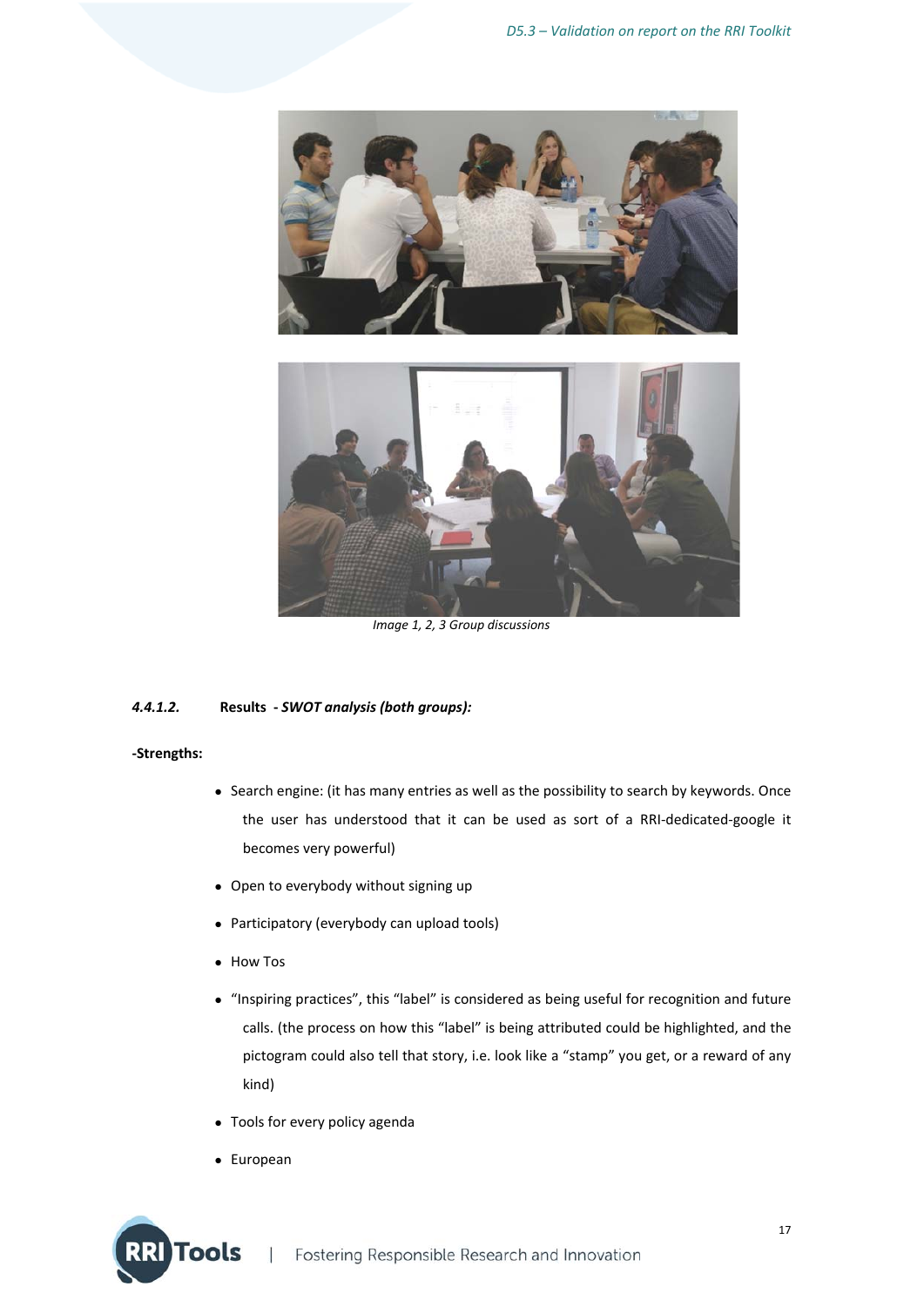Image 1, 2, 3 Group discussions

#### 4.4.1.2. Results - *SWOT analysis (both groups):*

**-Strengths:**

- Search engine: (it has many entries as well as the possibility to search by keywords. Once the user has understood that it can be used as sort of a RRI-dedicated-google it becomes very powerful)
- Open to everybody without signing up
- Participatory (everybody can upload tools)
- How Tos
- "Inspiring practices", this "label" is considered as being useful for recognition and future calls. (the process on how this "label" is being attributed could be highlighted, and the pictogram could also tell that story, i.e. look like a "stamp" you get, or a reward of any kind)
- Tools for every policy agenda
- European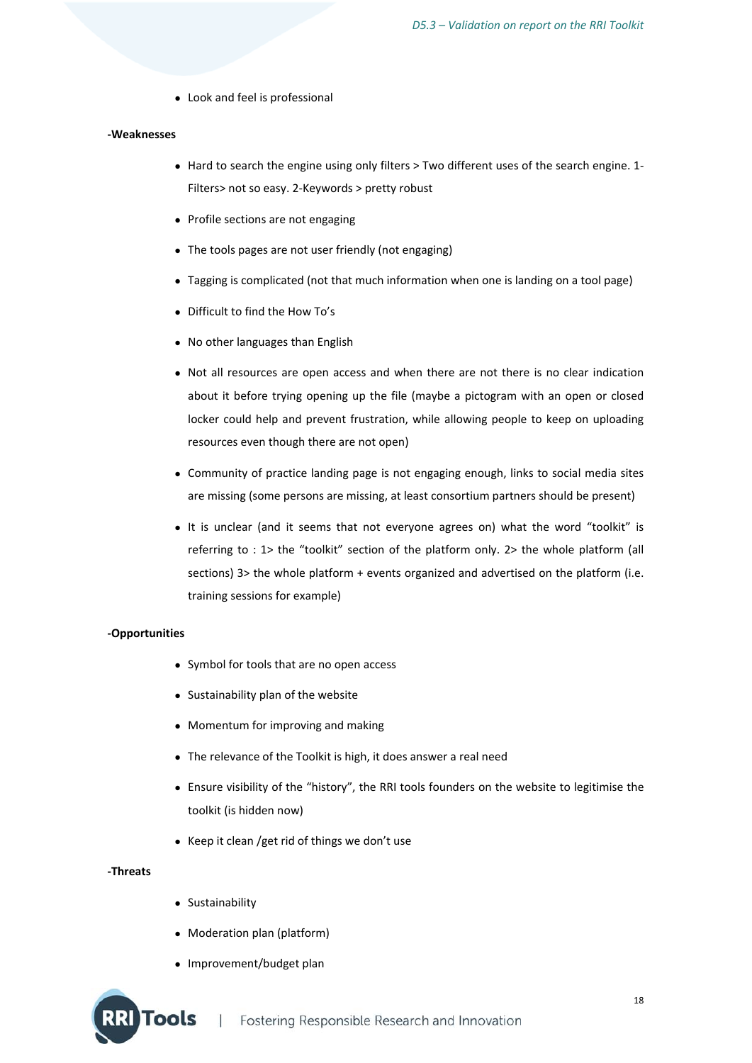- Look and feel is professional

**-Weaknesses**

- Hard to search the engine using only filters > Two different uses of the search engine. 1- Filters> not so easy. 2-Keywords > pretty robust
- Profile sections are not engaging
- The tools pages are not user friendly (not engaging)
- Tagging is complicated (not that much information when one is landing on a tool page)
- Difficult to find the How To's
- No other languages than English
- Not all resources are open access and when there are not there is no clear indication about it before trying opening up the file (maybe a pictogram with an open or closed locker could help and prevent frustration, while allowing people to keep on uploading resources even though there are not open)
- Community of practice landing page is not engaging enough, links to social media sites are missing (some persons are missing, at least consortium partners should be present)
- It is unclear (and it seems that not everyone agrees on) what the word "toolkit" is referring to : 1> the "toolkit" section of the platform only. 2> the whole platform (all sections) 3> the whole platform + events organized and advertised on the platform (i.e. training sessions for example)

**-Opportunities**

- Symbol for tools that are no open access
- Sustainability plan of the website
- Momentum for improving and making
- The relevance of the Toolkit is high, it does answer a real need
- Ensure visibility of the "history", the RRI tools founders on the website to legitimise the toolkit (is hidden now)
- Keep it clean /get rid of things we don't use

**-Threats**

- Sustainability
- Moderation plan (platform)
- Improvement/budget plan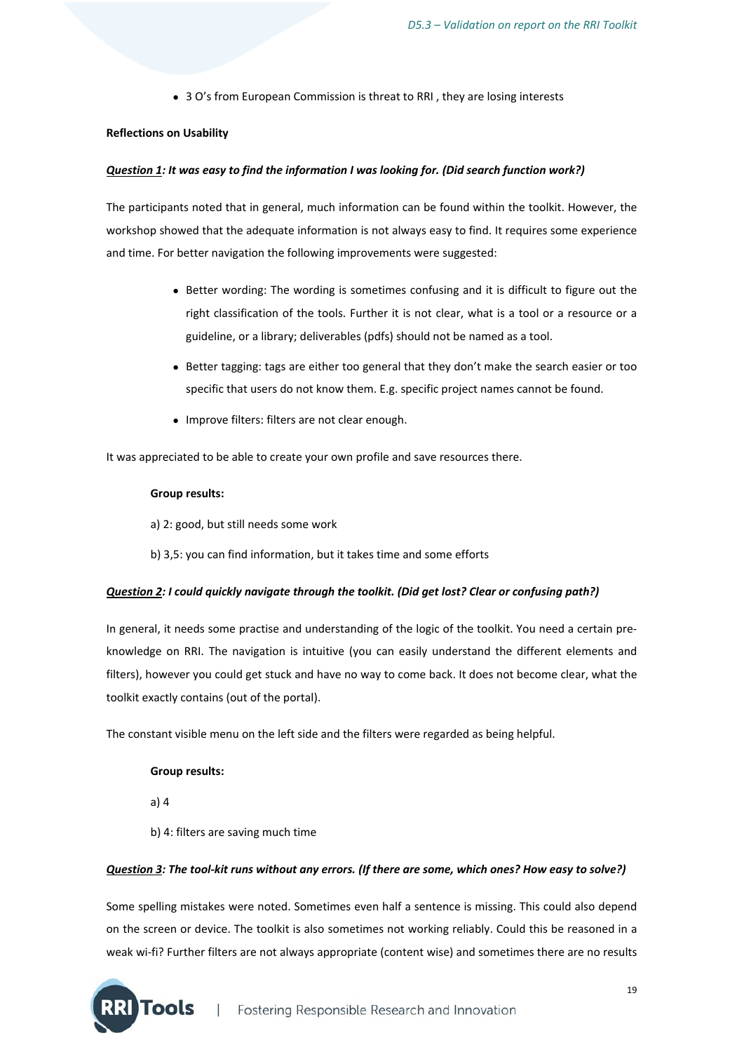- 3 O's from European Commission is threat to RRI , they are losing interests

**Reflections on Usability**

***<u>Question 1</u>: It was easy to find the information I was looking for. (Did search function work?)***

The participants noted that in general, much information can be found within the toolkit. However, the workshop showed that the adequate information is not always easy to find. It requires some experience and time. For better navigation the following improvements were suggested:

- Better wording: The wording is sometimes confusing and it is difficult to figure out the right classification of the tools. Further it is not clear, what is a tool or a resource or a guideline, or a library; deliverables (pdfs) should not be named as a tool.
- Better tagging: tags are either too general that they don't make the search easier or too specific that users do not know them. E.g. specific project names cannot be found.
- Improve filters: filters are not clear enough.

It was appreciated to be able to create your own profile and save resources there.

**Group results:**

a) 2: good, but still needs some work

b) 3,5: you can find information, but it takes time and some efforts

***<u>Question 2</u>: I could quickly navigate through the toolkit. (Did get lost? Clear or confusing path?)***

In general, it needs some practise and understanding of the logic of the toolkit. You need a certain pre-knowledge on RRI. The navigation is intuitive (you can easily understand the different elements and filters), however you could get stuck and have no way to come back. It does not become clear, what the toolkit exactly contains (out of the portal).

The constant visible menu on the left side and the filters were regarded as being helpful.

**Group results:**

a) 4

b) 4: filters are saving much time

***<u>Question 3</u>: The tool-kit runs without any errors. (If there are some, which ones? How easy to solve?)***

Some spelling mistakes were noted. Sometimes even half a sentence is missing. This could also depend on the screen or device. The toolkit is also sometimes not working reliably. Could this be reasoned in a weak wi-fi? Further filters are not always appropriate (content wise) and sometimes there are no results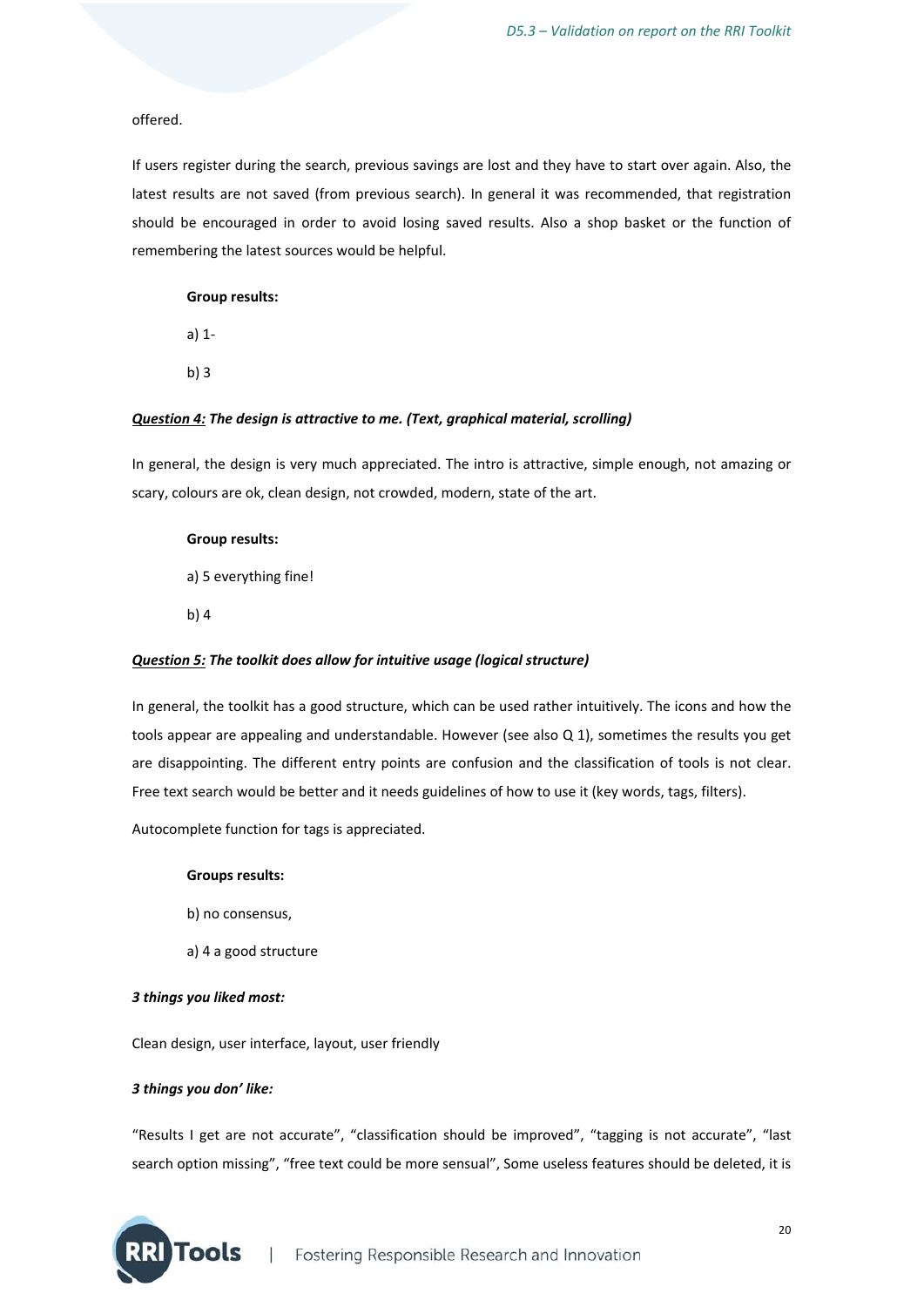offered.

If users register during the search, previous savings are lost and they have to start over again. Also, the latest results are not saved (from previous search). In general it was recommended, that registration should be encouraged in order to avoid losing saved results. Also a shop basket or the function of remembering the latest sources would be helpful.

**Group results:**

a) 1-

b) 3

***Question 4:*** ***The design is attractive to me. (Text, graphical material, scrolling)***

In general, the design is very much appreciated. The intro is attractive, simple enough, not amazing or scary, colours are ok, clean design, not crowded, modern, state of the art.

**Group results:**

a) 5 everything fine!

b) 4

***Question 5:*** ***The toolkit does allow for intuitive usage (logical structure)***

In general, the toolkit has a good structure, which can be used rather intuitively. The icons and how the tools appear are appealing and understandable. However (see also Q 1), sometimes the results you get are disappointing. The different entry points are confusion and the classification of tools is not clear. Free text search would be better and it needs guidelines of how to use it (key words, tags, filters).

Autocomplete function for tags is appreciated.

**Groups results:**

b) no consensus,

a) 4 a good structure

***3 things you liked most:***

Clean design, user interface, layout, user friendly

***3 things you don' like:***

"Results I get are not accurate", "classification should be improved", "tagging is not accurate", "last search option missing", "free text could be more sensual", Some useless features should be deleted, it is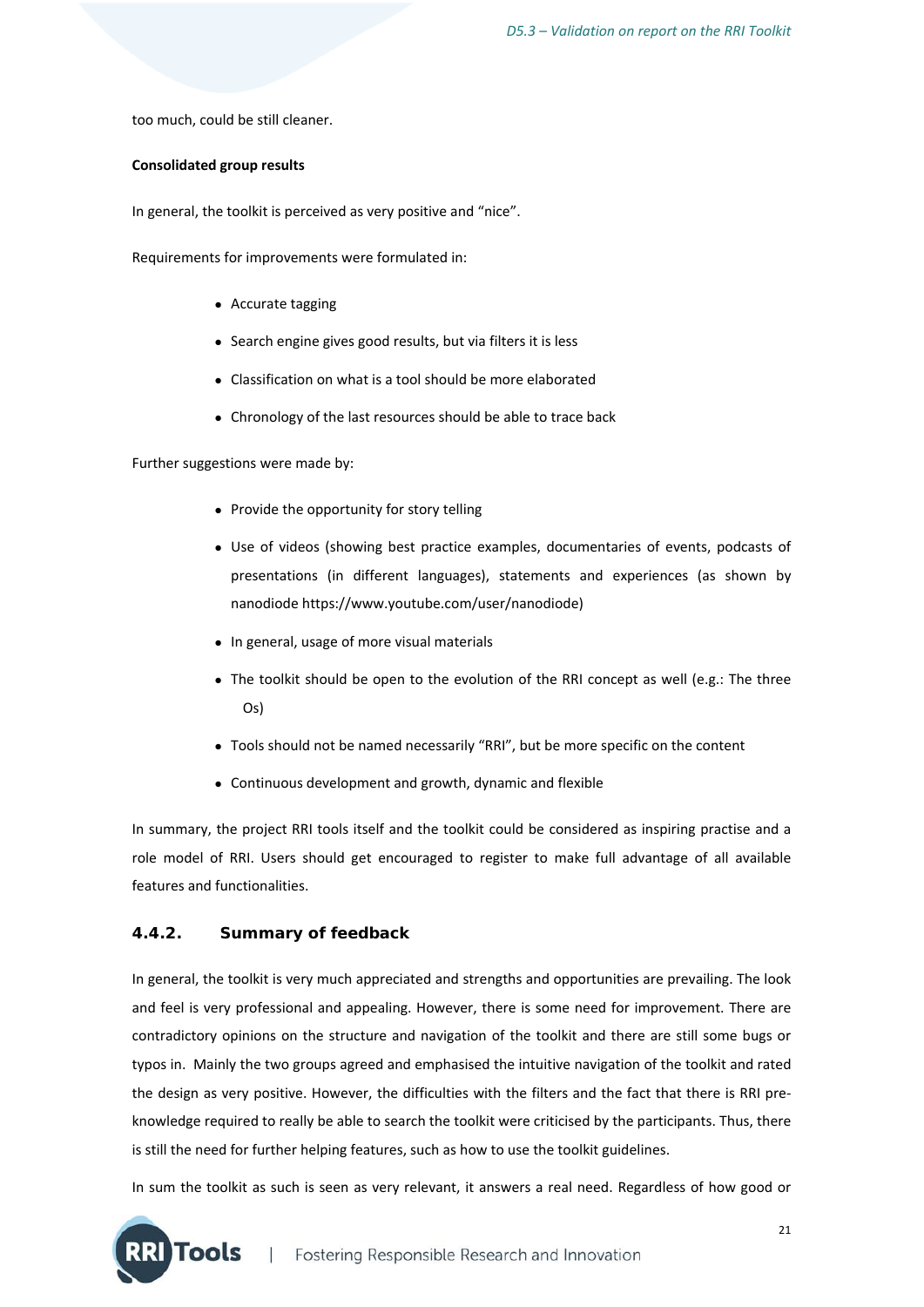too much, could be still cleaner.

**Consolidated group results**

In general, the toolkit is perceived as very positive and "nice".

Requirements for improvements were formulated in:

- Accurate tagging
- Search engine gives good results, but via filters it is less
- Classification on what is a tool should be more elaborated
- Chronology of the last resources should be able to trace back

Further suggestions were made by:

- Provide the opportunity for story telling
- Use of videos (showing best practice examples, documentaries of events, podcasts of presentations (in different languages), statements and experiences (as shown by nanodiode https://www.youtube.com/user/nanodiode)
- In general, usage of more visual materials
- The toolkit should be open to the evolution of the RRI concept as well (e.g.: The three Os)
- Tools should not be named necessarily "RRI", but be more specific on the content
- Continuous development and growth, dynamic and flexible

In summary, the project RRI tools itself and the toolkit could be considered as inspiring practise and a role model of RRI. Users should get encouraged to register to make full advantage of all available features and functionalities.

### 4.4.2. Summary of feedback

In general, the toolkit is very much appreciated and strengths and opportunities are prevailing. The look and feel is very professional and appealing. However, there is some need for improvement. There are contradictory opinions on the structure and navigation of the toolkit and there are still some bugs or typos in. Mainly the two groups agreed and emphasised the intuitive navigation of the toolkit and rated the design as very positive. However, the difficulties with the filters and the fact that there is RRI pre-knowledge required to really be able to search the toolkit were criticised by the participants. Thus, there is still the need for further helping features, such as how to use the toolkit guidelines.

In sum the toolkit as such is seen as very relevant, it answers a real need. Regardless of how good or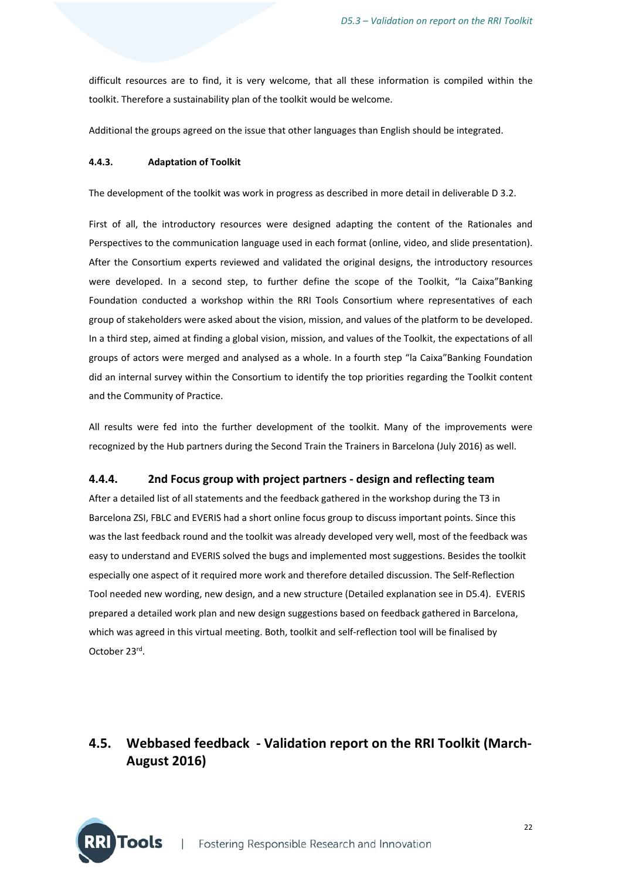difficult resources are to find, it is very welcome, that all these information is compiled within the toolkit. Therefore a sustainability plan of the toolkit would be welcome.

Additional the groups agreed on the issue that other languages than English should be integrated.

#### 4.4.3. Adaptation of Toolkit

The development of the toolkit was work in progress as described in more detail in deliverable D 3.2.

First of all, the introductory resources were designed adapting the content of the Rationales and Perspectives to the communication language used in each format (online, video, and slide presentation). After the Consortium experts reviewed and validated the original designs, the introductory resources were developed. In a second step, to further define the scope of the Toolkit, "la Caixa"Banking Foundation conducted a workshop within the RRI Tools Consortium where representatives of each group of stakeholders were asked about the vision, mission, and values of the platform to be developed. In a third step, aimed at finding a global vision, mission, and values of the Toolkit, the expectations of all groups of actors were merged and analysed as a whole. In a fourth step "la Caixa"Banking Foundation did an internal survey within the Consortium to identify the top priorities regarding the Toolkit content and the Community of Practice.

All results were fed into the further development of the toolkit. Many of the improvements were recognized by the Hub partners during the Second Train the Trainers in Barcelona (July 2016) as well.

### 4.4.4. 2nd Focus group with project partners - design and reflecting team

After a detailed list of all statements and the feedback gathered in the workshop during the T3 in Barcelona ZSI, FBLC and EVERIS had a short online focus group to discuss important points. Since this was the last feedback round and the toolkit was already developed very well, most of the feedback was easy to understand and EVERIS solved the bugs and implemented most suggestions. Besides the toolkit especially one aspect of it required more work and therefore detailed discussion. The Self-Reflection Tool needed new wording, new design, and a new structure (Detailed explanation see in D5.4). EVERIS prepared a detailed work plan and new design suggestions based on feedback gathered in Barcelona, which was agreed in this virtual meeting. Both, toolkit and self-reflection tool will be finalised by October 23rd.

## 4.5. Webbased feedback - Validation report on the RRI Toolkit (March-August 2016)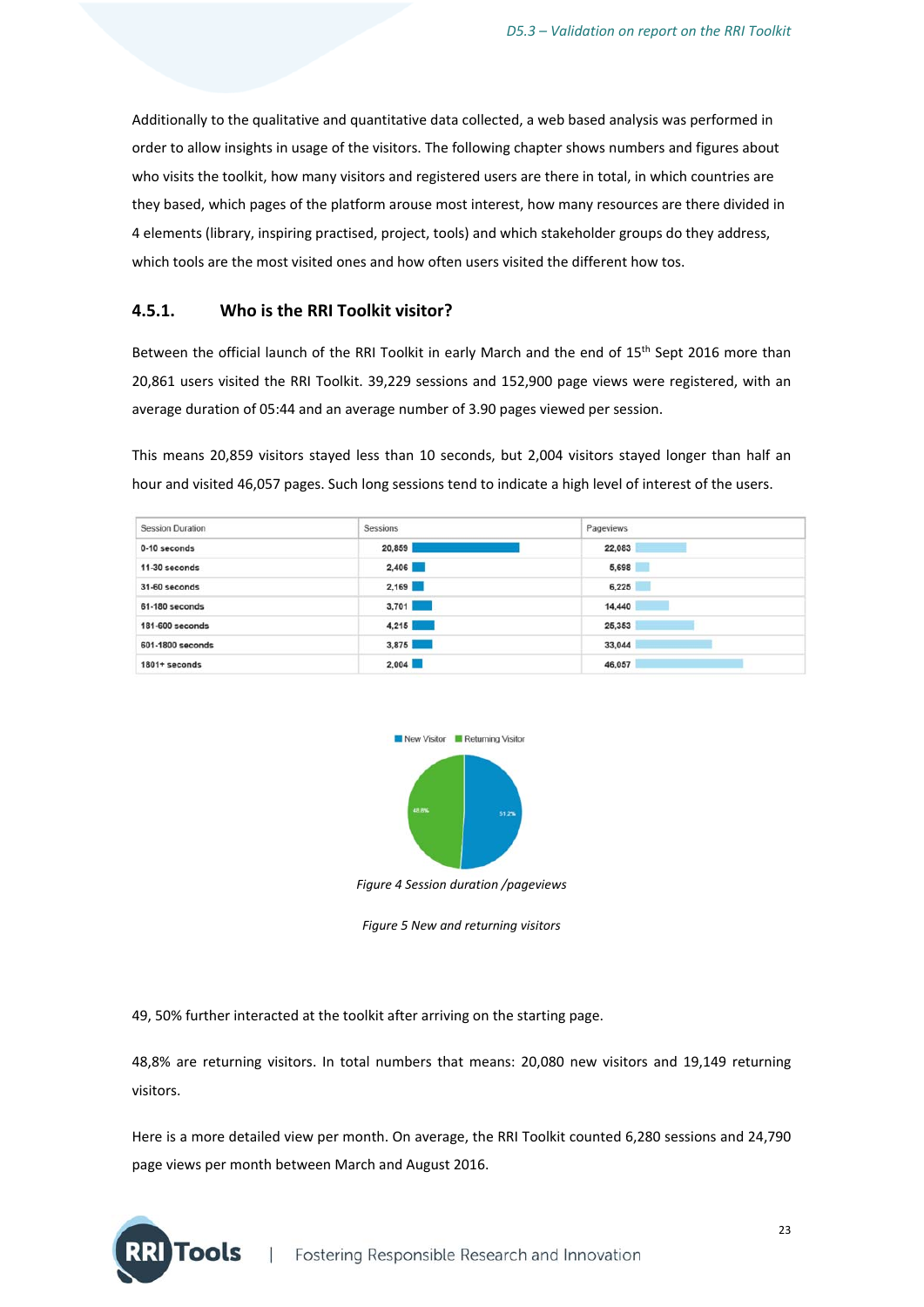Additionally to the qualitative and quantitative data collected, a web based analysis was performed in order to allow insights in usage of the visitors. The following chapter shows numbers and figures about who visits the toolkit, how many visitors and registered users are there in total, in which countries are they based, which pages of the platform arouse most interest, how many resources are there divided in 4 elements (library, inspiring practised, project, tools) and which stakeholder groups do they address, which tools are the most visited ones and how often users visited the different how tos.

### 4.5.1. Who is the RRI Toolkit visitor?

Between the official launch of the RRI Toolkit in early March and the end of 15th Sept 2016 more than 20,861 users visited the RRI Toolkit. 39,229 sessions and 152,900 page views were registered, with an average duration of 05:44 and an average number of 3.90 pages viewed per session.

This means 20,859 visitors stayed less than 10 seconds, but 2,004 visitors stayed longer than half an hour and visited 46,057 pages. Such long sessions tend to indicate a high level of interest of the users.

| Session Duration | Sessions | Pageviews |
|---|---|---|
| 0-10 seconds | 20,859 | 22,083 |
| 11-30 seconds | 2,406 | 5,698 |
| 31-60 seconds | 2,169 | 6,225 |
| 61-180 seconds | 3,701 | 14,440 |
| 181-600 seconds | 4,215 | 25,353 |
| 601-1800 seconds | 3,875 | 33,044 |
| 1801+ seconds | 2,004 | 46,057 |

New Visitor | Returning Visitor

48.8% | 51.2%

*Figure 4 Session duration /pageviews*

*Figure 5 New and returning visitors*

49, 50% further interacted at the toolkit after arriving on the starting page.

48,8% are returning visitors. In total numbers that means: 20,080 new visitors and 19,149 returning visitors.

Here is a more detailed view per month. On average, the RRI Toolkit counted 6,280 sessions and 24,790 page views per month between March and August 2016.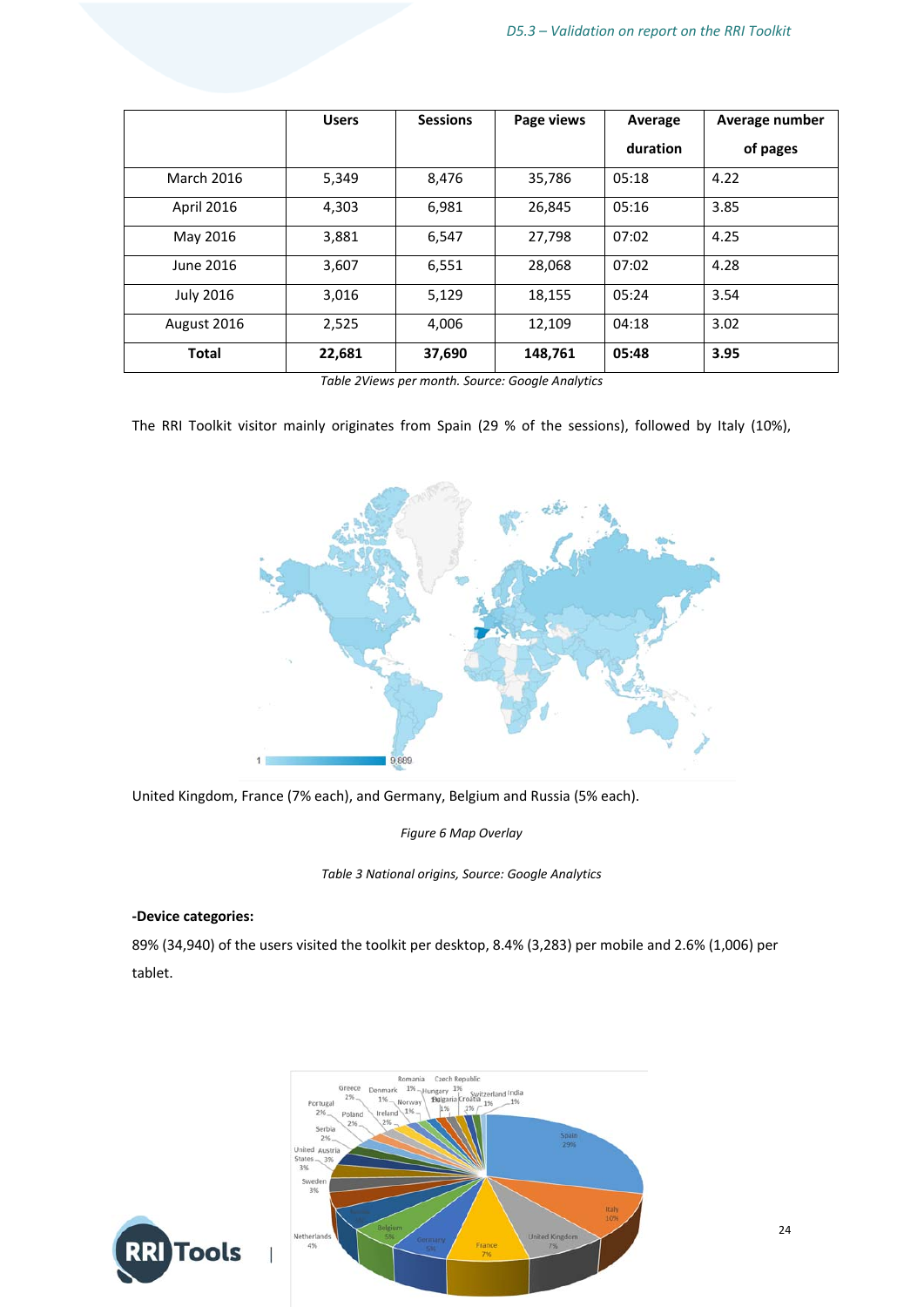| | Users | Sessions | Page views | Average duration | Average number of pages |
|---|---|---|---|---|---|
| March 2016 | 5,349 | 8,476 | 35,786 | 05:18 | 4.22 |
| April 2016 | 4,303 | 6,981 | 26,845 | 05:16 | 3.85 |
| May 2016 | 3,881 | 6,547 | 27,798 | 07:02 | 4.25 |
| June 2016 | 3,607 | 6,551 | 28,068 | 07:02 | 4.28 |
| July 2016 | 3,016 | 5,129 | 18,155 | 05:24 | 3.54 |
| August 2016 | 2,525 | 4,006 | 12,109 | 04:18 | 3.02 |
| **Total** | **22,681** | **37,690** | **148,761** | **05:48** | **3.95** |

*Table 2Views per month. Source: Google Analytics*

The RRI Toolkit visitor mainly originates from Spain (29 % of the sessions), followed by Italy (10%), United Kingdom, France (7% each), and Germany, Belgium and Russia (5% each).

*Figure 6 Map Overlay*

*Table 3 National origins, Source: Google Analytics*

**-Device categories:**

89% (34,940) of the users visited the toolkit per desktop, 8.4% (3,283) per mobile and 2.6% (1,006) per tablet.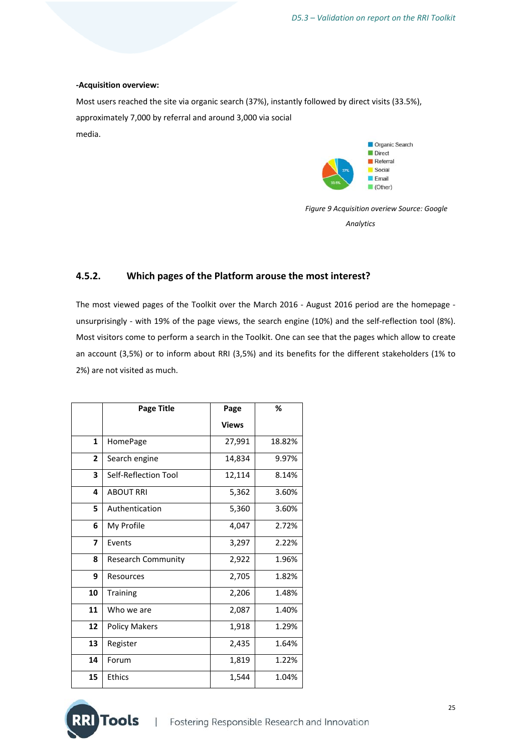**-Acquisition overview:**

Most users reached the site via organic search (37%), instantly followed by direct visits (33.5%), approximately 7,000 by referral and around 3,000 via social media.

*Figure 9 Acquisition overview Source: Google Analytics*

### 4.5.2. Which pages of the Platform arouse the most interest?

The most viewed pages of the Toolkit over the March 2016 - August 2016 period are the homepage - unsurprisingly - with 19% of the page views, the search engine (10%) and the self-reflection tool (8%). Most visitors come to perform a search in the Toolkit. One can see that the pages which allow to create an account (3,5%) or to inform about RRI (3,5%) and its benefits for the different stakeholders (1% to 2%) are not visited as much.

| | Page Title | Page Views | % |
|---|---|---|---|
| 1 | HomePage | 27,991 | 18.82% |
| 2 | Search engine | 14,834 | 9.97% |
| 3 | Self-Reflection Tool | 12,114 | 8.14% |
| 4 | ABOUT RRI | 5,362 | 3.60% |
| 5 | Authentication | 5,360 | 3.60% |
| 6 | My Profile | 4,047 | 2.72% |
| 7 | Events | 3,297 | 2.22% |
| 8 | Research Community | 2,922 | 1.96% |
| 9 | Resources | 2,705 | 1.82% |
| 10 | Training | 2,206 | 1.48% |
| 11 | Who we are | 2,087 | 1.40% |
| 12 | Policy Makers | 1,918 | 1.29% |
| 13 | Register | 2,435 | 1.64% |
| 14 | Forum | 1,819 | 1.22% |
| 15 | Ethics | 1,544 | 1.04% |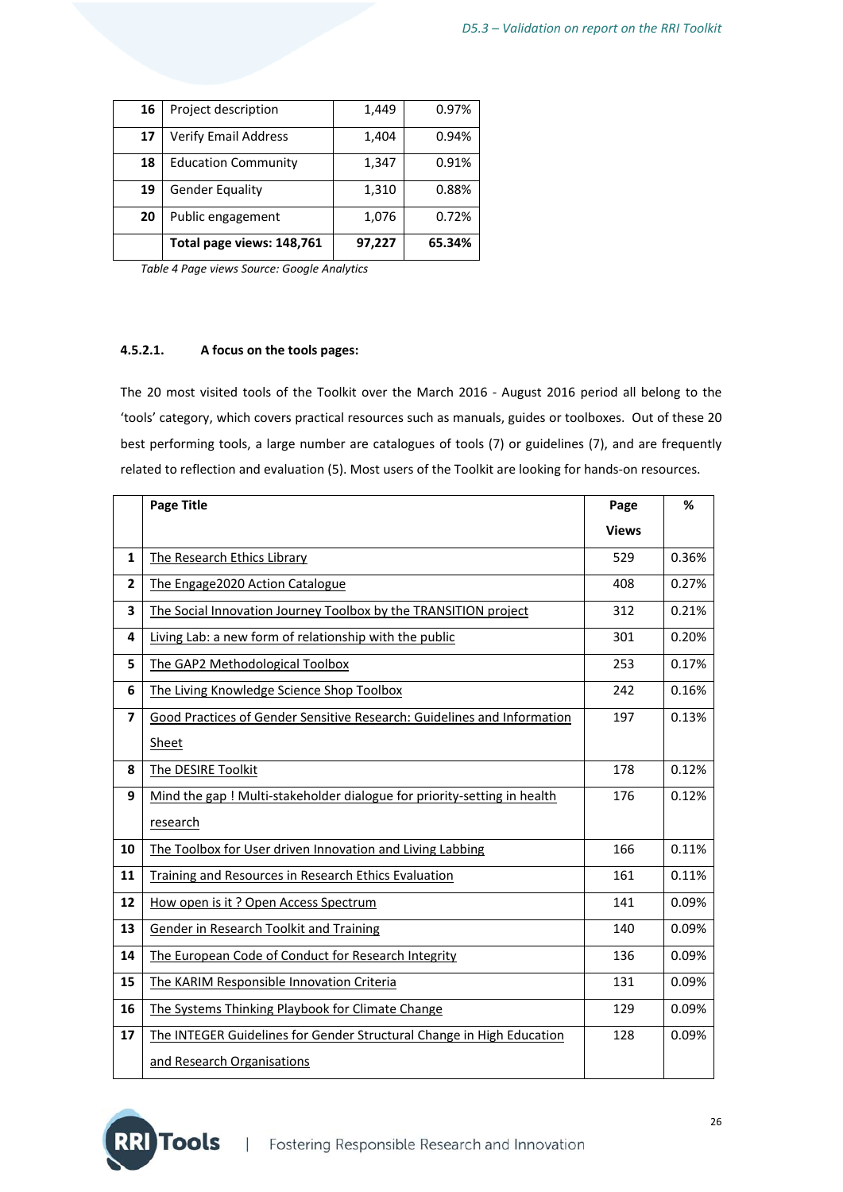| | | | |
|---|---|---|---|
| **16** | Project description | 1,449 | 0.97% |
| **17** | Verify Email Address | 1,404 | 0.94% |
| **18** | Education Community | 1,347 | 0.91% |
| **19** | Gender Equality | 1,310 | 0.88% |
| **20** | Public engagement | 1,076 | 0.72% |
| | **Total page views: 148,761** | **97,227** | **65.34%** |

*Table 4 Page views Source: Google Analytics*

#### 4.5.2.1. A focus on the tools pages:

The 20 most visited tools of the Toolkit over the March 2016 - August 2016 period all belong to the 'tools' category, which covers practical resources such as manuals, guides or toolboxes. Out of these 20 best performing tools, a large number are catalogues of tools (7) or guidelines (7), and are frequently related to reflection and evaluation (5). Most users of the Toolkit are looking for hands-on resources.

| | **Page Title** | **Page Views** | **%** |
|---|---|---|---|
| **1** | The Research Ethics Library | 529 | 0.36% |
| **2** | The Engage2020 Action Catalogue | 408 | 0.27% |
| **3** | The Social Innovation Journey Toolbox by the TRANSITION project | 312 | 0.21% |
| **4** | Living Lab: a new form of relationship with the public | 301 | 0.20% |
| **5** | The GAP2 Methodological Toolbox | 253 | 0.17% |
| **6** | The Living Knowledge Science Shop Toolbox | 242 | 0.16% |
| **7** | Good Practices of Gender Sensitive Research: Guidelines and Information Sheet | 197 | 0.13% |
| **8** | The DESIRE Toolkit | 178 | 0.12% |
| **9** | Mind the gap ! Multi-stakeholder dialogue for priority-setting in health research | 176 | 0.12% |
| **10** | The Toolbox for User driven Innovation and Living Labbing | 166 | 0.11% |
| **11** | Training and Resources in Research Ethics Evaluation | 161 | 0.11% |
| **12** | How open is it ? Open Access Spectrum | 141 | 0.09% |
| **13** | Gender in Research Toolkit and Training | 140 | 0.09% |
| **14** | The European Code of Conduct for Research Integrity | 136 | 0.09% |
| **15** | The KARIM Responsible Innovation Criteria | 131 | 0.09% |
| **16** | The Systems Thinking Playbook for Climate Change | 129 | 0.09% |
| **17** | The INTEGER Guidelines for Gender Structural Change in High Education and Research Organisations | 128 | 0.09% |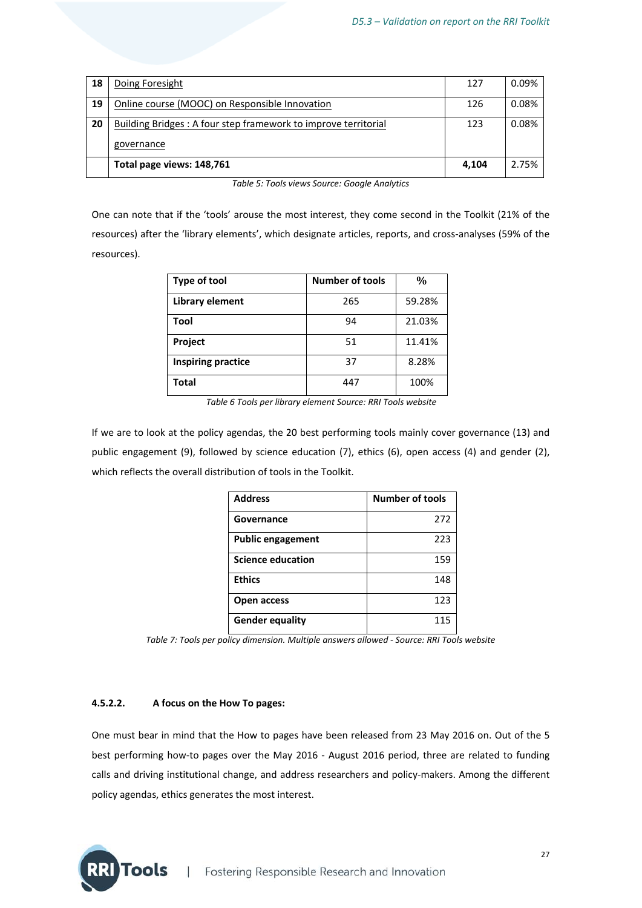| 18 | Doing Foresight | 127 | 0.09% |
|---|---|---|---|
| 19 | Online course (MOOC) on Responsible Innovation | 126 | 0.08% |
| 20 | Building Bridges : A four step framework to improve territorial governance | 123 | 0.08% |
| | **Total page views: 148,761** | **4,104** | 2.75% |

*Table 5: Tools views Source: Google Analytics*

One can note that if the 'tools' arouse the most interest, they come second in the Toolkit (21% of the resources) after the 'library elements', which designate articles, reports, and cross-analyses (59% of the resources).

| Type of tool | Number of tools | % |
|---|---|---|
| **Library element** | 265 | 59.28% |
| **Tool** | 94 | 21.03% |
| **Project** | 51 | 11.41% |
| **Inspiring practice** | 37 | 8.28% |
| **Total** | 447 | 100% |

*Table 6 Tools per library element Source: RRI Tools website*

If we are to look at the policy agendas, the 20 best performing tools mainly cover governance (13) and public engagement (9), followed by science education (7), ethics (6), open access (4) and gender (2), which reflects the overall distribution of tools in the Toolkit.

| Address | Number of tools |
|---|---|
| **Governance** | 272 |
| **Public engagement** | 223 |
| **Science education** | 159 |
| **Ethics** | 148 |
| **Open access** | 123 |
| **Gender equality** | 115 |

*Table 7: Tools per policy dimension. Multiple answers allowed - Source: RRI Tools website*

#### 4.5.2.2. A focus on the How To pages:

One must bear in mind that the How to pages have been released from 23 May 2016 on. Out of the 5 best performing how-to pages over the May 2016 - August 2016 period, three are related to funding calls and driving institutional change, and address researchers and policy-makers. Among the different policy agendas, ethics generates the most interest.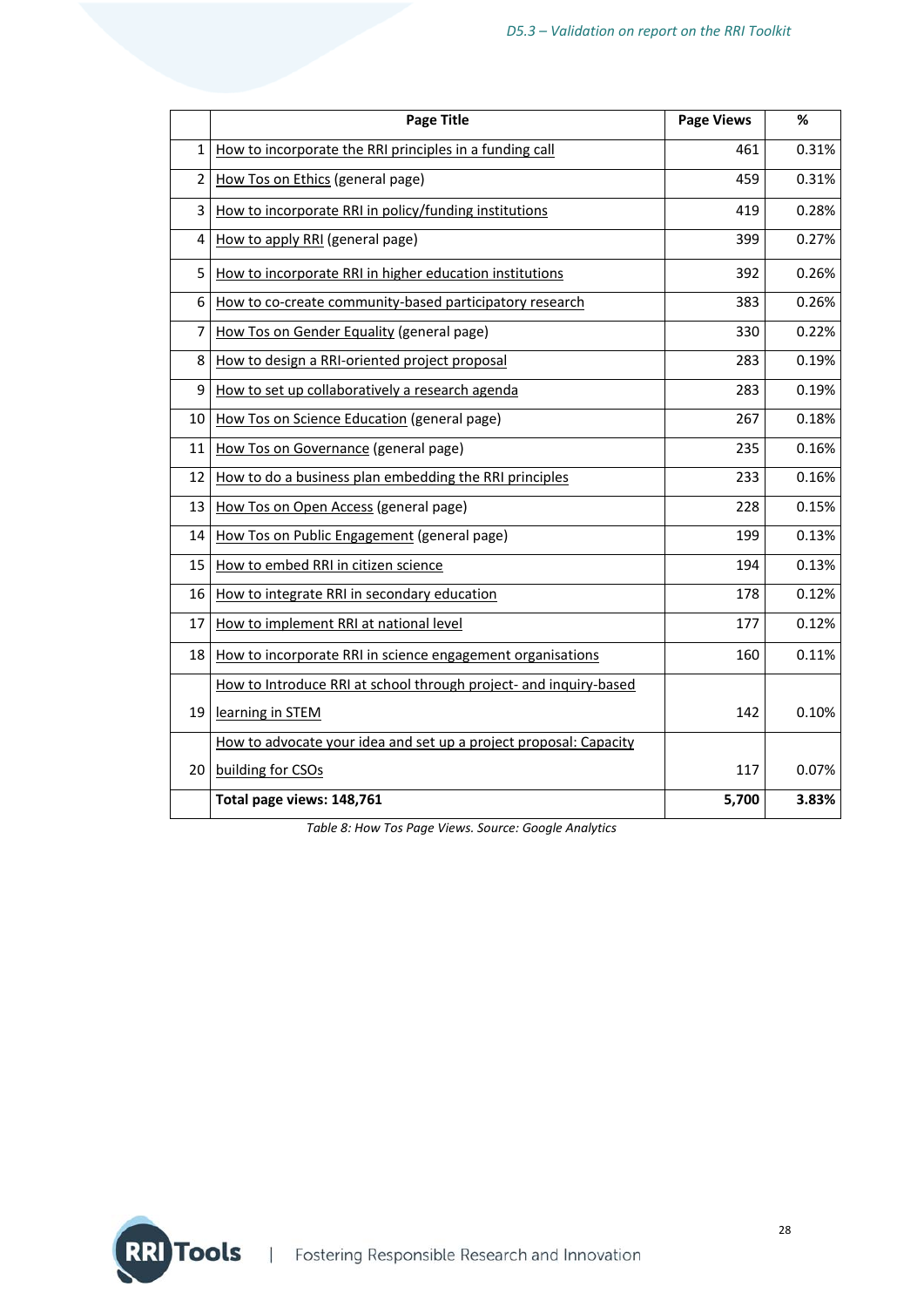| | Page Title | Page Views | % |
|---|---|---|---|
| 1 | How to incorporate the RRI principles in a funding call | 461 | 0.31% |
| 2 | How Tos on Ethics (general page) | 459 | 0.31% |
| 3 | How to incorporate RRI in policy/funding institutions | 419 | 0.28% |
| 4 | How to apply RRI (general page) | 399 | 0.27% |
| 5 | How to incorporate RRI in higher education institutions | 392 | 0.26% |
| 6 | How to co-create community-based participatory research | 383 | 0.26% |
| 7 | How Tos on Gender Equality (general page) | 330 | 0.22% |
| 8 | How to design a RRI-oriented project proposal | 283 | 0.19% |
| 9 | How to set up collaboratively a research agenda | 283 | 0.19% |
| 10 | How Tos on Science Education (general page) | 267 | 0.18% |
| 11 | How Tos on Governance (general page) | 235 | 0.16% |
| 12 | How to do a business plan embedding the RRI principles | 233 | 0.16% |
| 13 | How Tos on Open Access (general page) | 228 | 0.15% |
| 14 | How Tos on Public Engagement (general page) | 199 | 0.13% |
| 15 | How to embed RRI in citizen science | 194 | 0.13% |
| 16 | How to integrate RRI in secondary education | 178 | 0.12% |
| 17 | How to implement RRI at national level | 177 | 0.12% |
| 18 | How to incorporate RRI in science engagement organisations | 160 | 0.11% |
| 19 | How to Introduce RRI at school through project- and inquiry-based learning in STEM | 142 | 0.10% |
| 20 | How to advocate your idea and set up a project proposal: Capacity building for CSOs | 117 | 0.07% |
| | **Total page views: 148,761** | **5,700** | **3.83%** |

*Table 8: How Tos Page Views. Source: Google Analytics*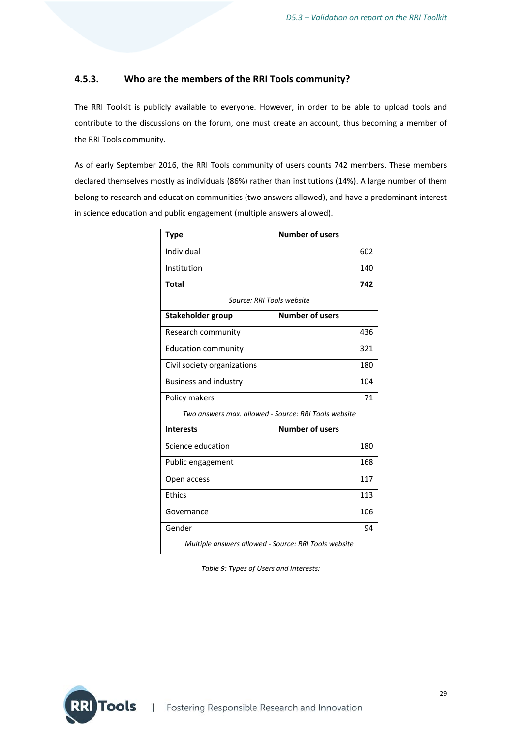### 4.5.3. Who are the members of the RRI Tools community?

The RRI Toolkit is publicly available to everyone. However, in order to be able to upload tools and contribute to the discussions on the forum, one must create an account, thus becoming a member of the RRI Tools community.

As of early September 2016, the RRI Tools community of users counts 742 members. These members declared themselves mostly as individuals (86%) rather than institutions (14%). A large number of them belong to research and education communities (two answers allowed), and have a predominant interest in science education and public engagement (multiple answers allowed).

| **Type** | **Number of users** |
|---|---|
| Individual | 602 |
| Institution | 140 |
| **Total** | **742** |
| *Source: RRI Tools website* | |
| **Stakeholder group** | **Number of users** |
| Research community | 436 |
| Education community | 321 |
| Civil society organizations | 180 |
| Business and industry | 104 |
| Policy makers | 71 |
| *Two answers max. allowed - Source: RRI Tools website* | |
| **Interests** | **Number of users** |
| Science education | 180 |
| Public engagement | 168 |
| Open access | 117 |
| Ethics | 113 |
| Governance | 106 |
| Gender | 94 |
| *Multiple answers allowed - Source: RRI Tools website* | |

*Table 9: Types of Users and Interests:*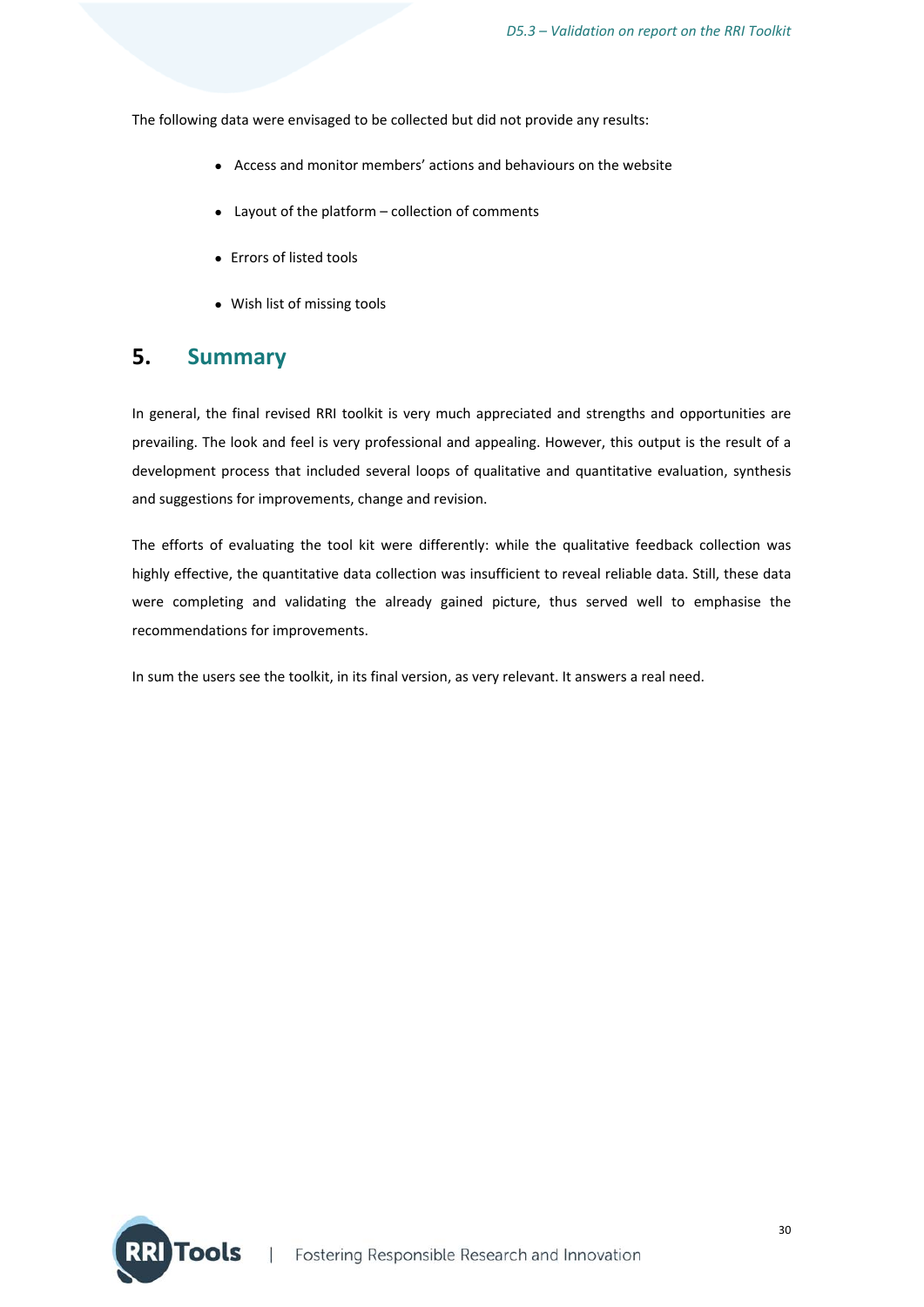The following data were envisaged to be collected but did not provide any results:

- Access and monitor members' actions and behaviours on the website
- Layout of the platform – collection of comments
- Errors of listed tools
- Wish list of missing tools

# 5. Summary

In general, the final revised RRI toolkit is very much appreciated and strengths and opportunities are prevailing. The look and feel is very professional and appealing. However, this output is the result of a development process that included several loops of qualitative and quantitative evaluation, synthesis and suggestions for improvements, change and revision.

The efforts of evaluating the tool kit were differently: while the qualitative feedback collection was highly effective, the quantitative data collection was insufficient to reveal reliable data. Still, these data were completing and validating the already gained picture, thus served well to emphasise the recommendations for improvements.

In sum the users see the toolkit, in its final version, as very relevant. It answers a real need.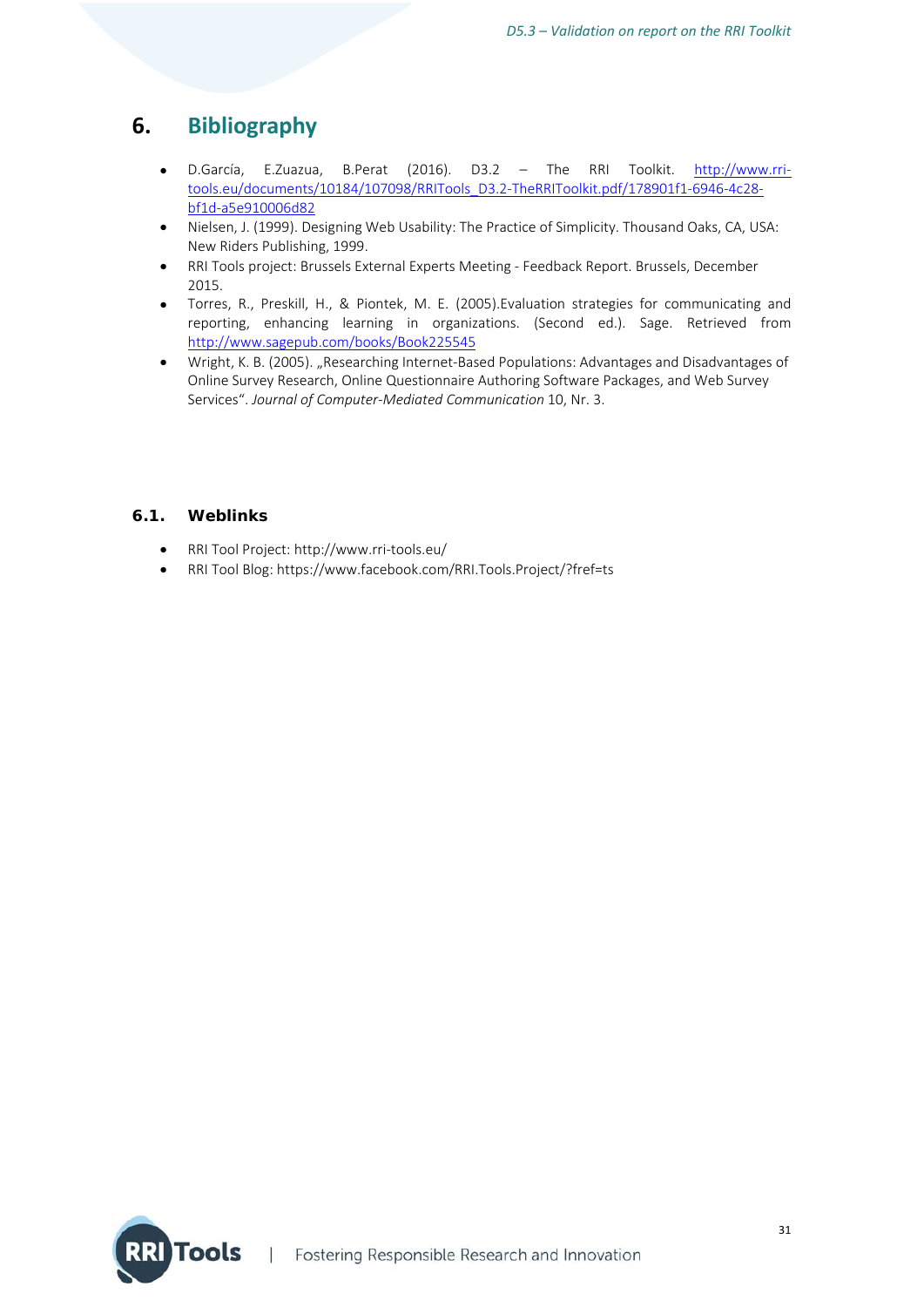# 6. Bibliography

- D.García, E.Zuazua, B.Perat (2016). D3.2 – The RRI Toolkit. http://www.rri-tools.eu/documents/10184/107098/RRITools_D3.2-TheRRIToolkit.pdf/178901f1-6946-4c28-bf1d-a5e910006d82
- Nielsen, J. (1999). Designing Web Usability: The Practice of Simplicity. Thousand Oaks, CA, USA: New Riders Publishing, 1999.
- RRI Tools project: Brussels External Experts Meeting - Feedback Report. Brussels, December 2015.
- Torres, R., Preskill, H., & Piontek, M. E. (2005).Evaluation strategies for communicating and reporting, enhancing learning in organizations. (Second ed.). Sage. Retrieved from http://www.sagepub.com/books/Book225545
- Wright, K. B. (2005). „Researching Internet-Based Populations: Advantages and Disadvantages of Online Survey Research, Online Questionnaire Authoring Software Packages, and Web Survey Services". *Journal of Computer-Mediated Communication* 10, Nr. 3.

## 6.1. Weblinks

- RRI Tool Project: http://www.rri-tools.eu/
- RRI Tool Blog: https://www.facebook.com/RRI.Tools.Project/?fref=ts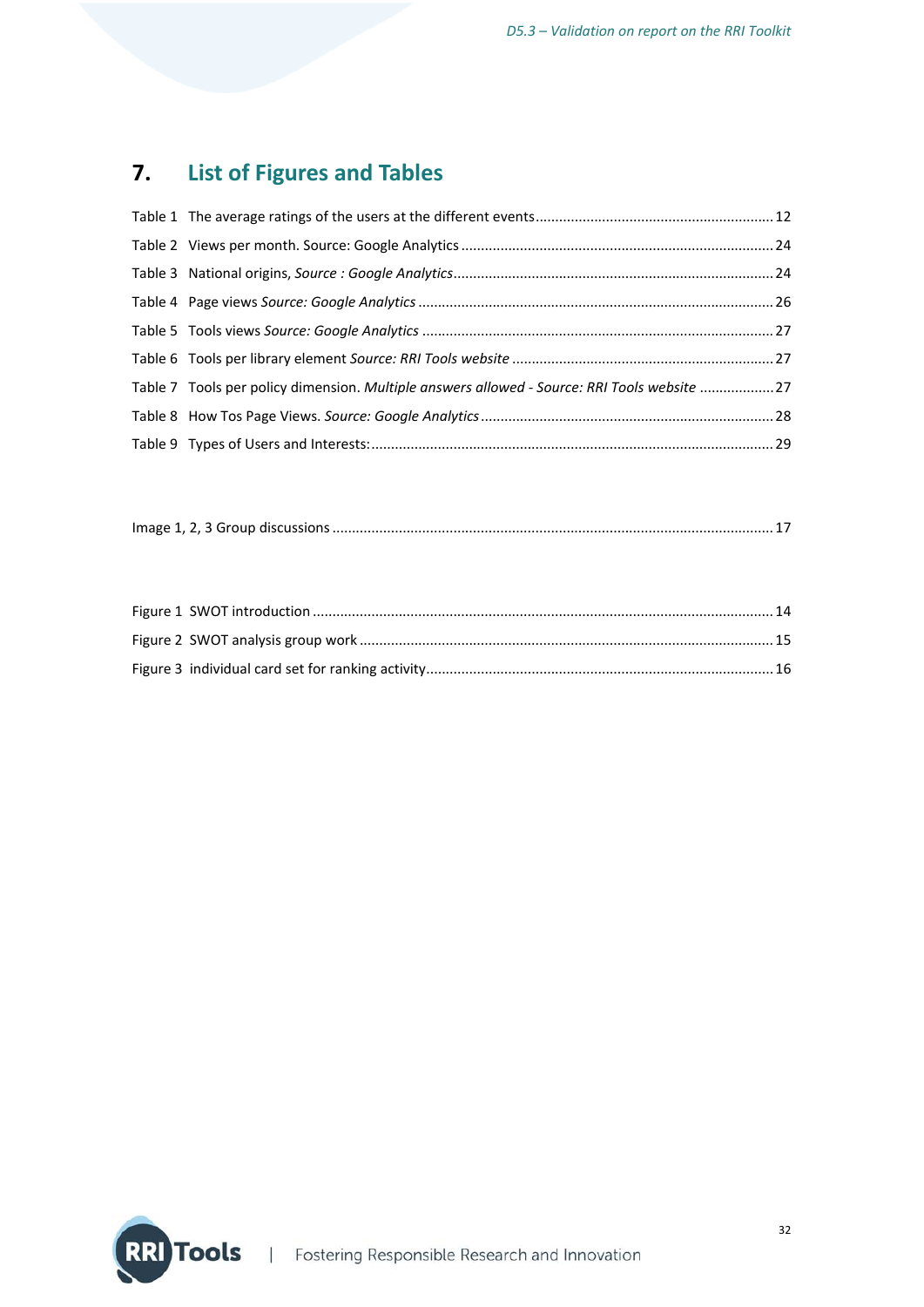# 7. List of Figures and Tables

Table 1 The average ratings of the users at the different events ............ 12

Table 2 Views per month. Source: Google Analytics ............ 24

Table 3 National origins, *Source : Google Analytics* ............ 24

Table 4 Page views *Source: Google Analytics* ............ 26

Table 5 Tools views *Source: Google Analytics* ............ 27

Table 6 Tools per library element *Source: RRI Tools website* ............ 27

Table 7 Tools per policy dimension. *Multiple answers allowed - Source: RRI Tools website* ............ 27

Table 8 How Tos Page Views. *Source: Google Analytics* ............ 28

Table 9 Types of Users and Interests: ............ 29

Image 1, 2, 3 Group discussions ............ 17

Figure 1 SWOT introduction ............ 14

Figure 2 SWOT analysis group work ............ 15

Figure 3 individual card set for ranking activity ............ 16